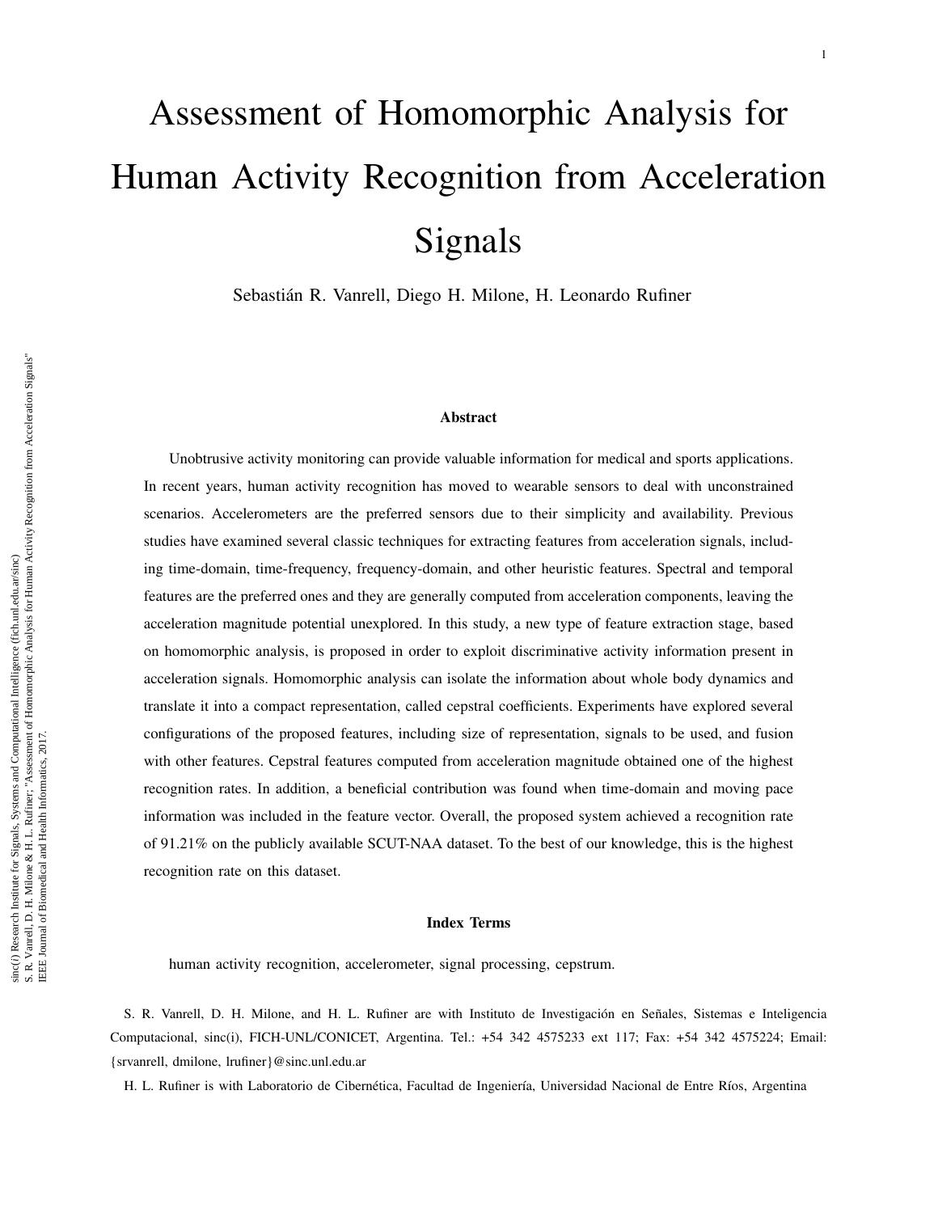# Assessment of Homomorphic Analysis for Human Activity Recognition from Acceleration Signals

Sebastián R. Vanrell, Diego H. Milone, H. Leonardo Rufiner

### Abstract

Unobtrusive activity monitoring can provide valuable information for medical and sports applications. In recent years, human activity recognition has moved to wearable sensors to deal with unconstrained scenarios. Accelerometers are the preferred sensors due to their simplicity and availability. Previous studies have examined several classic techniques for extracting features from acceleration signals, including time-domain, time-frequency, frequency-domain, and other heuristic features. Spectral and temporal features are the preferred ones and they are generally computed from acceleration components, leaving the acceleration magnitude potential unexplored. In this study, a new type of feature extraction stage, based on homomorphic analysis, is proposed in order to exploit discriminative activity information present in acceleration signals. Homomorphic analysis can isolate the information about whole body dynamics and translate it into a compact representation, called cepstral coefficients. Experiments have explored several configurations of the proposed features, including size of representation, signals to be used, and fusion with other features. Cepstral features computed from acceleration magnitude obtained one of the highest recognition rates. In addition, a beneficial contribution was found when time-domain and moving pace information was included in the feature vector. Overall, the proposed system achieved a recognition rate of 91.21% on the publicly available SCUT-NAA dataset. To the best of our knowledge, this is the highest recognition rate on this dataset.

### Index Terms

human activity recognition, accelerometer, signal processing, cepstrum.

S. R. Vanrell, D. H. Milone, and H. L. Rufiner are with Instituto de Investigación en Señales, Sistemas e Inteligencia Computacional, sinc(i), FICH-UNL/CONICET, Argentina. Tel.: +54 342 4575233 ext 117; Fax: +54 342 4575224; Email: {srvanrell, dmilone, lrufiner}@sinc.unl.edu.ar

H. L. Rufiner is with Laboratorio de Cibernética, Facultad de Ingeniería, Universidad Nacional de Entre Ríos, Argentina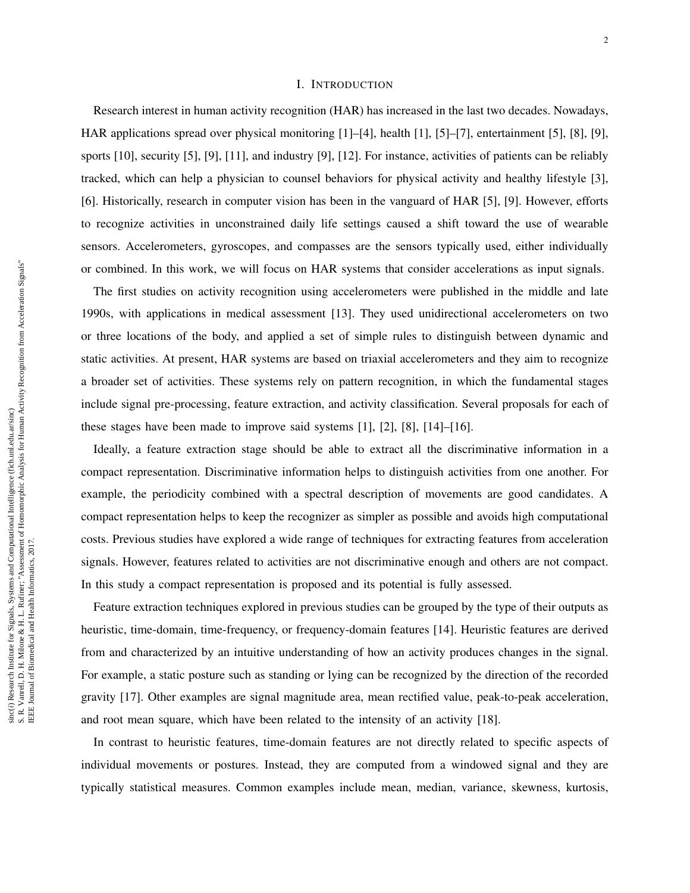# I. Introduction

Research interest in human activity recognition (HAR) has increased in the last two decades. Nowadays, HAR applications spread over physical monitoring [1]–[4], health [1], [5]–[7], entertainment [5], [8], [9], sports [10], security [5], [9], [11], and industry [9], [12]. For instance, activities of patients can be reliably tracked, which can help a physician to counsel behaviors for physical activity and healthy lifestyle [3], [6]. Historically, research in computer vision has been in the vanguard of HAR [5], [9]. However, efforts to recognize activities in unconstrained daily life settings caused a shift toward the use of wearable sensors. Accelerometers, gyroscopes, and compasses are the sensors typically used, either individually or combined. In this work, we will focus on HAR systems that consider accelerations as input signals.

The first studies on activity recognition using accelerometers were published in the middle and late 1990s, with applications in medical assessment [13]. They used unidirectional accelerometers on two or three locations of the body, and applied a set of simple rules to distinguish between dynamic and static activities. At present, HAR systems are based on triaxial accelerometers and they aim to recognize a broader set of activities. These systems rely on pattern recognition, in which the fundamental stages include signal pre-processing, feature extraction, and activity classification. Several proposals for each of these stages have been made to improve said systems [1], [2], [8], [14]–[16].

Ideally, a feature extraction stage should be able to extract all the discriminative information in a compact representation. Discriminative information helps to distinguish activities from one another. For example, the periodicity combined with a spectral description of movements are good candidates. A compact representation helps to keep the recognizer as simpler as possible and avoids high computational costs. Previous studies have explored a wide range of techniques for extracting features from acceleration signals. However, features related to activities are not discriminative enough and others are not compact. In this study a compact representation is proposed and its potential is fully assessed.

Feature extraction techniques explored in previous studies can be grouped by the type of their outputs as heuristic, time-domain, time-frequency, or frequency-domain features [14]. Heuristic features are derived from and characterized by an intuitive understanding of how an activity produces changes in the signal. For example, a static posture such as standing or lying can be recognized by the direction of the recorded gravity [17]. Other examples are signal magnitude area, mean rectified value, peak-to-peak acceleration, and root mean square, which have been related to the intensity of an activity [18].

In contrast to heuristic features, time-domain features are not directly related to specific aspects of individual movements or postures. Instead, they are computed from a windowed signal and they are typically statistical measures. Common examples include mean, median, variance, skewness, kurtosis,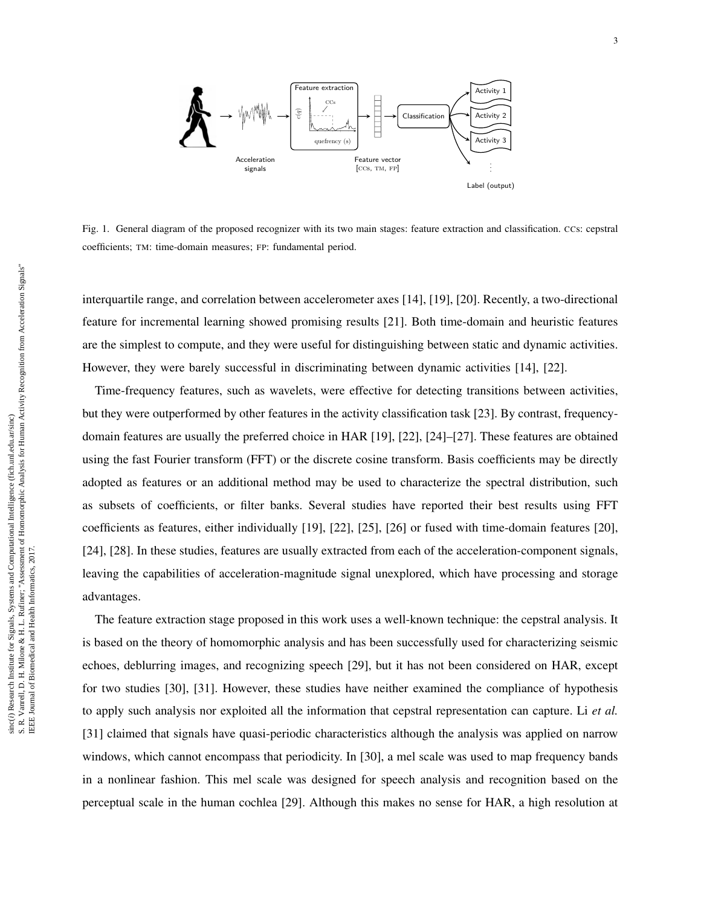Fig. 1. General diagram of the proposed recognizer with its two main stages: feature extraction and classification. CCs: cepstral coefficients; TM: time-domain measures; FP: fundamental period.

interquartile range, and correlation between accelerometer axes [14], [19], [20]. Recently, a two-directional feature for incremental learning showed promising results [21]. Both time-domain and heuristic features are the simplest to compute, and they were useful for distinguishing between static and dynamic activities. However, they were barely successful in discriminating between dynamic activities [14], [22].

Time-frequency features, such as wavelets, were effective for detecting transitions between activities, but they were outperformed by other features in the activity classification task [23]. By contrast, frequency-domain features are usually the preferred choice in HAR [19], [22], [24]–[27]. These features are obtained using the fast Fourier transform (FFT) or the discrete cosine transform. Basis coefficients may be directly adopted as features or an additional method may be used to characterize the spectral distribution, such as subsets of coefficients, or filter banks. Several studies have reported their best results using FFT coefficients as features, either individually [19], [22], [25], [26] or fused with time-domain features [20], [24], [28]. In these studies, features are usually extracted from each of the acceleration-component signals, leaving the capabilities of acceleration-magnitude signal unexplored, which have processing and storage advantages.

The feature extraction stage proposed in this work uses a well-known technique: the cepstral analysis. It is based on the theory of homomorphic analysis and has been successfully used for characterizing seismic echoes, deblurring images, and recognizing speech [29], but it has not been considered on HAR, except for two studies [30], [31]. However, these studies have neither examined the compliance of hypothesis to apply such analysis nor exploited all the information that cepstral representation can capture. Li *et al.* [31] claimed that signals have quasi-periodic characteristics although the analysis was applied on narrow windows, which cannot encompass that periodicity. In [30], a mel scale was used to map frequency bands in a nonlinear fashion. This mel scale was designed for speech analysis and recognition based on the perceptual scale in the human cochlea [29]. Although this makes no sense for HAR, a high resolution at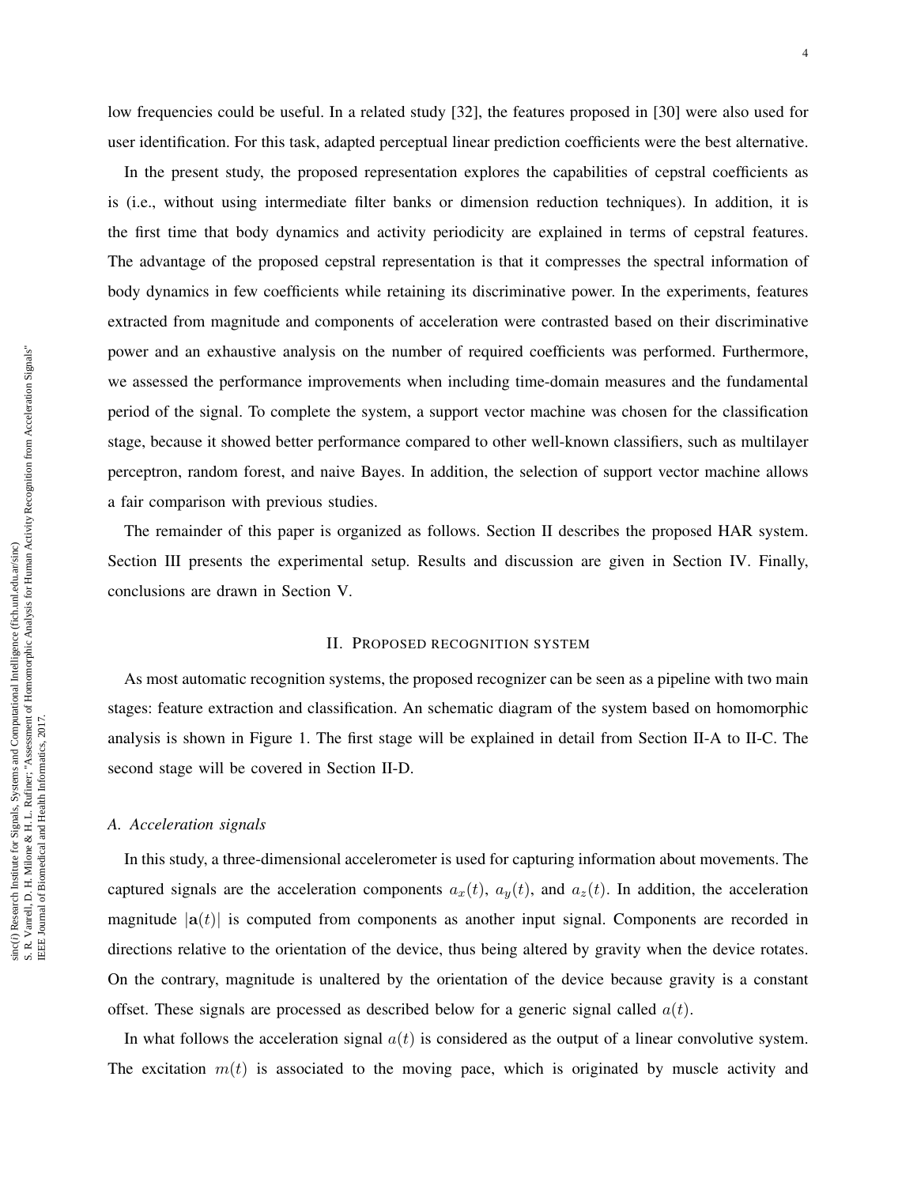low frequencies could be useful. In a related study [32], the features proposed in [30] were also used for user identification. For this task, adapted perceptual linear prediction coefficients were the best alternative.

In the present study, the proposed representation explores the capabilities of cepstral coefficients as is (i.e., without using intermediate filter banks or dimension reduction techniques). In addition, it is the first time that body dynamics and activity periodicity are explained in terms of cepstral features. The advantage of the proposed cepstral representation is that it compresses the spectral information of body dynamics in few coefficients while retaining its discriminative power. In the experiments, features extracted from magnitude and components of acceleration were contrasted based on their discriminative power and an exhaustive analysis on the number of required coefficients was performed. Furthermore, we assessed the performance improvements when including time-domain measures and the fundamental period of the signal. To complete the system, a support vector machine was chosen for the classification stage, because it showed better performance compared to other well-known classifiers, such as multilayer perceptron, random forest, and naive Bayes. In addition, the selection of support vector machine allows a fair comparison with previous studies.

The remainder of this paper is organized as follows. Section II describes the proposed HAR system. Section III presents the experimental setup. Results and discussion are given in Section IV. Finally, conclusions are drawn in Section V.

## II. Proposed recognition system

As most automatic recognition systems, the proposed recognizer can be seen as a pipeline with two main stages: feature extraction and classification. An schematic diagram of the system based on homomorphic analysis is shown in Figure 1. The first stage will be explained in detail from Section II-A to II-C. The second stage will be covered in Section II-D.

### *A. Acceleration signals*

In this study, a three-dimensional accelerometer is used for capturing information about movements. The captured signals are the acceleration components $a_x(t)$, $a_y(t)$, and $a_z(t)$. In addition, the acceleration magnitude $|\mathbf{a}(t)|$ is computed from components as another input signal. Components are recorded in directions relative to the orientation of the device, thus being altered by gravity when the device rotates. On the contrary, magnitude is unaltered by the orientation of the device because gravity is a constant offset. These signals are processed as described below for a generic signal called $a(t)$.

In what follows the acceleration signal $a(t)$ is considered as the output of a linear convolutive system. The excitation $m(t)$ is associated to the moving pace, which is originated by muscle activity and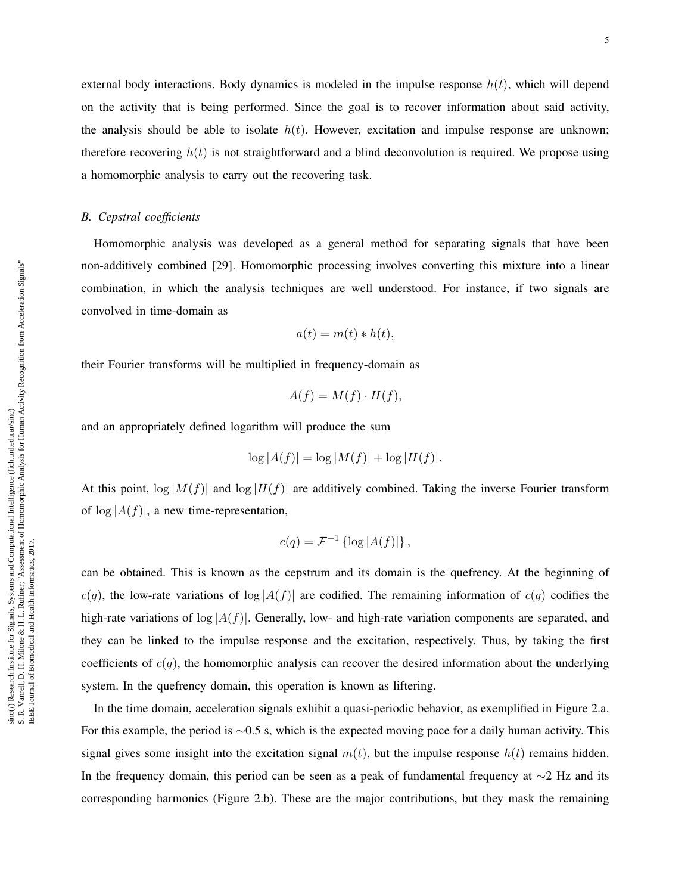external body interactions. Body dynamics is modeled in the impulse response $h(t)$, which will depend on the activity that is being performed. Since the goal is to recover information about said activity, the analysis should be able to isolate $h(t)$. However, excitation and impulse response are unknown; therefore recovering $h(t)$ is not straightforward and a blind deconvolution is required. We propose using a homomorphic analysis to carry out the recovering task.

### *B. Cepstral coefficients*

Homomorphic analysis was developed as a general method for separating signals that have been non-additively combined [29]. Homomorphic processing involves converting this mixture into a linear combination, in which the analysis techniques are well understood. For instance, if two signals are convolved in time-domain as

$$a(t) = m(t) * h(t),$$

their Fourier transforms will be multiplied in frequency-domain as

$$A(f) = M(f) \cdot H(f),$$

and an appropriately defined logarithm will produce the sum

$$\log |A(f)| = \log |M(f)| + \log |H(f)|.$$

At this point, $\log |M(f)|$ and $\log |H(f)|$ are additively combined. Taking the inverse Fourier transform of $\log |A(f)|$, a new time-representation,

$$c(q) = \mathcal{F}^{-1} \{\log |A(f)|\},$$

can be obtained. This is known as the cepstrum and its domain is the quefrency. At the beginning of $c(q)$, the low-rate variations of $\log |A(f)|$ are codified. The remaining information of $c(q)$ codifies the high-rate variations of $\log |A(f)|$. Generally, low- and high-rate variation components are separated, and they can be linked to the impulse response and the excitation, respectively. Thus, by taking the first coefficients of $c(q)$, the homomorphic analysis can recover the desired information about the underlying system. In the quefrency domain, this operation is known as liftering.

In the time domain, acceleration signals exhibit a quasi-periodic behavior, as exemplified in Figure 2.a. For this example, the period is $\sim$0.5 s, which is the expected moving pace for a daily human activity. This signal gives some insight into the excitation signal $m(t)$, but the impulse response $h(t)$ remains hidden. In the frequency domain, this period can be seen as a peak of fundamental frequency at $\sim$2 Hz and its corresponding harmonics (Figure 2.b). These are the major contributions, but they mask the remaining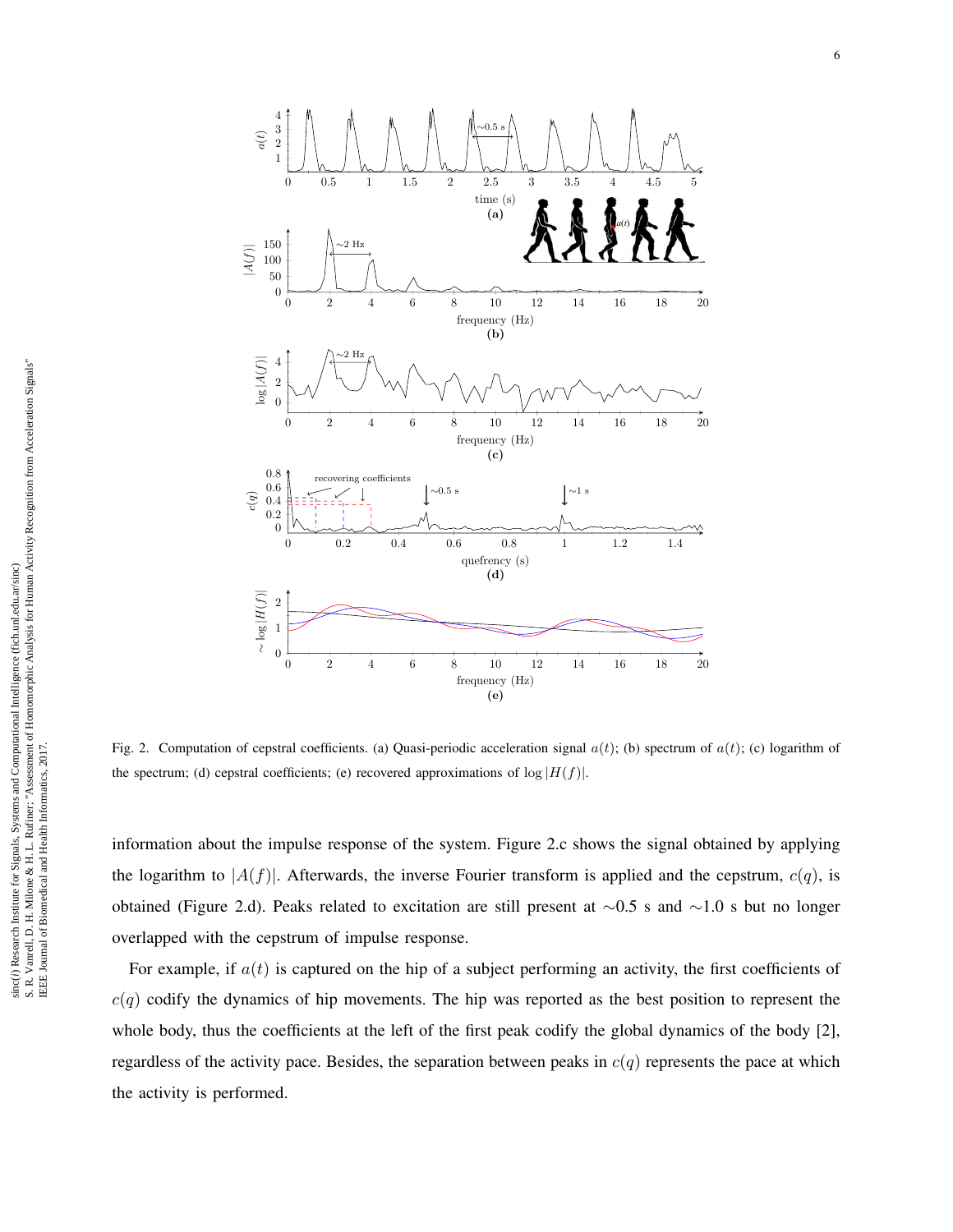Fig. 2. Computation of cepstral coefficients. (a) Quasi-periodic acceleration signal $a(t)$; (b) spectrum of $a(t)$; (c) logarithm of the spectrum; (d) cepstral coefficients; (e) recovered approximations of $\log|H(f)|$.

information about the impulse response of the system. Figure 2.c shows the signal obtained by applying the logarithm to $|A(f)|$. Afterwards, the inverse Fourier transform is applied and the cepstrum, $c(q)$, is obtained (Figure 2.d). Peaks related to excitation are still present at ∼0.5 s and ∼1.0 s but no longer overlapped with the cepstrum of impulse response.

For example, if $a(t)$ is captured on the hip of a subject performing an activity, the first coefficients of $c(q)$ codify the dynamics of hip movements. The hip was reported as the best position to represent the whole body, thus the coefficients at the left of the first peak codify the global dynamics of the body [2], regardless of the activity pace. Besides, the separation between peaks in $c(q)$ represents the pace at which the activity is performed.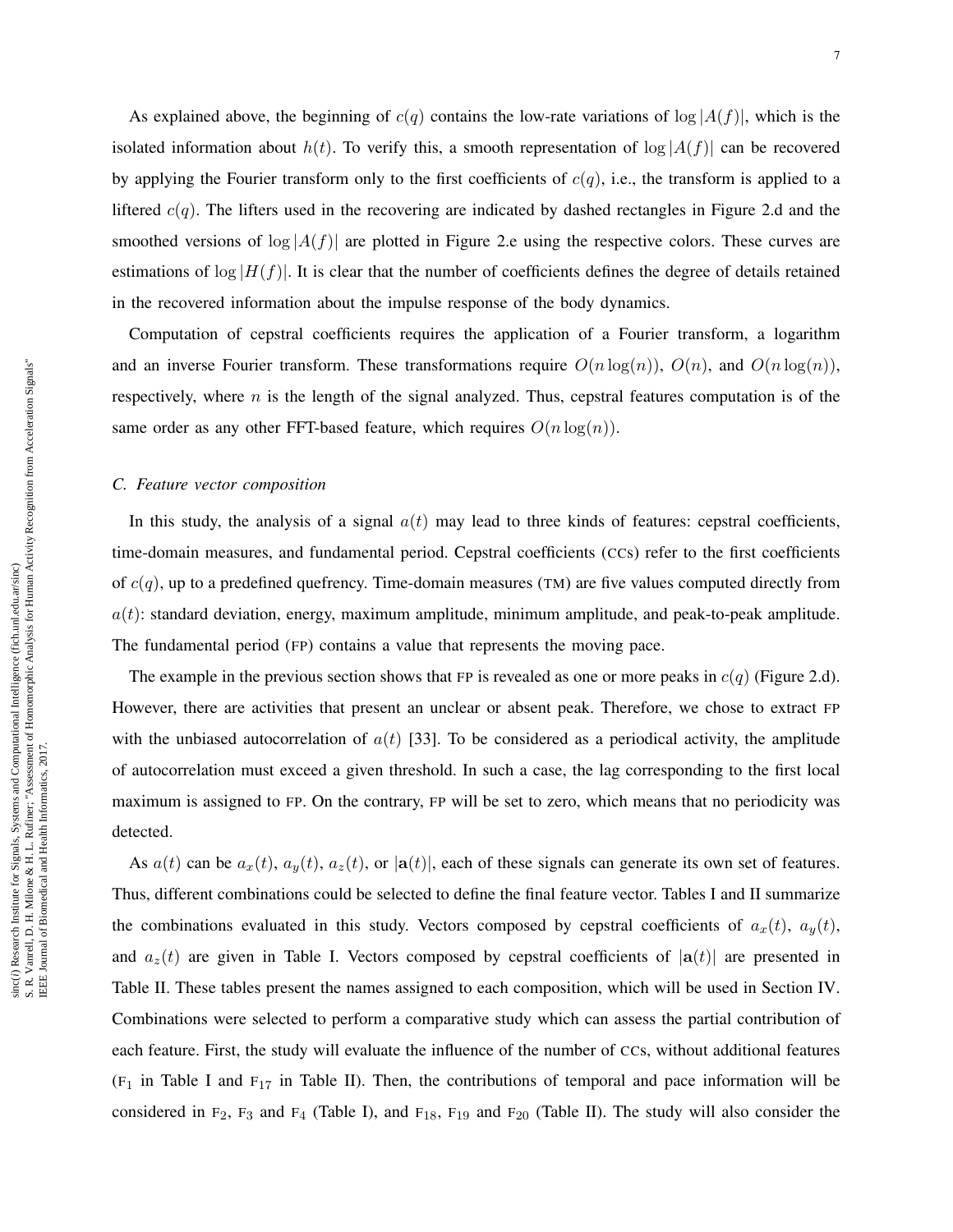As explained above, the beginning of $c(q)$ contains the low-rate variations of $\log|A(f)|$, which is the isolated information about $h(t)$. To verify this, a smooth representation of $\log|A(f)|$ can be recovered by applying the Fourier transform only to the first coefficients of $c(q)$, i.e., the transform is applied to a liftered $c(q)$. The lifters used in the recovering are indicated by dashed rectangles in Figure 2.d and the smoothed versions of $\log|A(f)|$ are plotted in Figure 2.e using the respective colors. These curves are estimations of $\log|H(f)|$. It is clear that the number of coefficients defines the degree of details retained in the recovered information about the impulse response of the body dynamics.

Computation of cepstral coefficients requires the application of a Fourier transform, a logarithm and an inverse Fourier transform. These transformations require $O(n\log(n))$, $O(n)$, and $O(n\log(n))$, respectively, where $n$ is the length of the signal analyzed. Thus, cepstral features computation is of the same order as any other FFT-based feature, which requires $O(n\log(n))$.

### C. Feature vector composition

In this study, the analysis of a signal $a(t)$ may lead to three kinds of features: cepstral coefficients, time-domain measures, and fundamental period. Cepstral coefficients (CCs) refer to the first coefficients of $c(q)$, up to a predefined quefrency. Time-domain measures (TM) are five values computed directly from $a(t)$: standard deviation, energy, maximum amplitude, minimum amplitude, and peak-to-peak amplitude. The fundamental period (FP) contains a value that represents the moving pace.

The example in the previous section shows that FP is revealed as one or more peaks in $c(q)$ (Figure 2.d). However, there are activities that present an unclear or absent peak. Therefore, we chose to extract FP with the unbiased autocorrelation of $a(t)$ [33]. To be considered as a periodical activity, the amplitude of autocorrelation must exceed a given threshold. In such a case, the lag corresponding to the first local maximum is assigned to FP. On the contrary, FP will be set to zero, which means that no periodicity was detected.

As $a(t)$ can be $a_x(t)$, $a_y(t)$, $a_z(t)$, or $|\mathbf{a}(t)|$, each of these signals can generate its own set of features. Thus, different combinations could be selected to define the final feature vector. Tables I and II summarize the combinations evaluated in this study. Vectors composed by cepstral coefficients of $a_x(t)$, $a_y(t)$, and $a_z(t)$ are given in Table I. Vectors composed by cepstral coefficients of $|\mathbf{a}(t)|$ are presented in Table II. These tables present the names assigned to each composition, which will be used in Section IV. Combinations were selected to perform a comparative study which can assess the partial contribution of each feature. First, the study will evaluate the influence of the number of CCs, without additional features ($F_1$ in Table I and $F_{17}$ in Table II). Then, the contributions of temporal and pace information will be considered in $F_2$, $F_3$ and $F_4$ (Table I), and $F_{18}$, $F_{19}$ and $F_{20}$ (Table II). The study will also consider the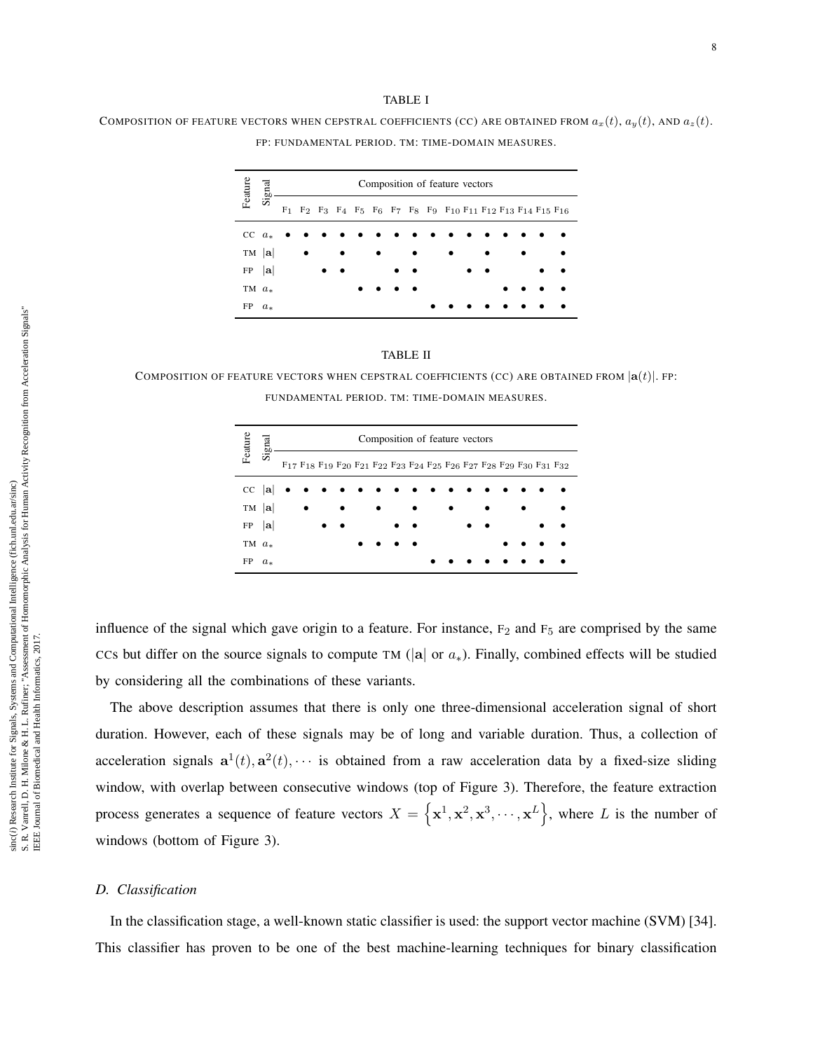TABLE I

COMPOSITION OF FEATURE VECTORS WHEN CEPSTRAL COEFFICIENTS (CC) ARE OBTAINED FROM $a_x(t)$, $a_y(t)$, AND $a_z(t)$. FP: FUNDAMENTAL PERIOD. TM: TIME-DOMAIN MEASURES.

| Feature | Signal | Composition of feature vectors | | | | | | | | | | | | | | | |
|---|---|---|---|---|---|---|---|---|---|---|---|---|---|---|---|---|---|
| | | F1 | F2 | F3 | F4 | F5 | F6 | F7 | F8 | F9 | F10 | F11 | F12 | F13 | F14 | F15 | F16 |
| CC | $a_*$ | • | • | • | • | • | • | • | • | • | • | • | • | • | • | • | • |
| TM | $\|\mathbf{a}\|$ | | • | | • | | • | | • | | • | | • | | • | | • |
| FP | $\|\mathbf{a}\|$ | | | • | • | | | • | • | | | • | • | | | • | • |
| TM | $a_*$ | | | | | • | • | • | • | | | | | • | • | • | • |
| FP | $a_*$ | | | | | | | | | • | • | • | • | • | • | • | • |

TABLE II

COMPOSITION OF FEATURE VECTORS WHEN CEPSTRAL COEFFICIENTS (CC) ARE OBTAINED FROM $|\mathbf{a}(t)|$. FP: FUNDAMENTAL PERIOD. TM: TIME-DOMAIN MEASURES.

| Feature | Signal | Composition of feature vectors | | | | | | | | | | | | | | | |
|---|---|---|---|---|---|---|---|---|---|---|---|---|---|---|---|---|---|
| | | F17 | F18 | F19 | F20 | F21 | F22 | F23 | F24 | F25 | F26 | F27 | F28 | F29 | F30 | F31 | F32 |
| CC | $\|\mathbf{a}\|$ | • | • | • | • | • | • | • | • | • | • | • | • | • | • | • | • |
| TM | $\|\mathbf{a}\|$ | | • | | • | | • | | • | | • | | • | | • | | • |
| FP | $\|\mathbf{a}\|$ | | | • | • | | | • | • | | | • | • | | | • | • |
| TM | $a_*$ | | | | | • | • | • | • | | | | | • | • | • | • |
| FP | $a_*$ | | | | | | | | | • | • | • | • | • | • | • | • |

influence of the signal which gave origin to a feature. For instance, $F_2$ and $F_5$ are comprised by the same CCs but differ on the source signals to compute TM ($|\mathbf{a}|$ or $a_*$). Finally, combined effects will be studied by considering all the combinations of these variants.

The above description assumes that there is only one three-dimensional acceleration signal of short duration. However, each of these signals may be of long and variable duration. Thus, a collection of acceleration signals $\mathbf{a}^1(t), \mathbf{a}^2(t), \cdots$ is obtained from a raw acceleration data by a fixed-size sliding window, with overlap between consecutive windows (top of Figure 3). Therefore, the feature extraction process generates a sequence of feature vectors $X = \left\{\mathbf{x}^1, \mathbf{x}^2, \mathbf{x}^3, \cdots, \mathbf{x}^L\right\}$, where $L$ is the number of windows (bottom of Figure 3).

### *D. Classification*

In the classification stage, a well-known static classifier is used: the support vector machine (SVM) [34]. This classifier has proven to be one of the best machine-learning techniques for binary classification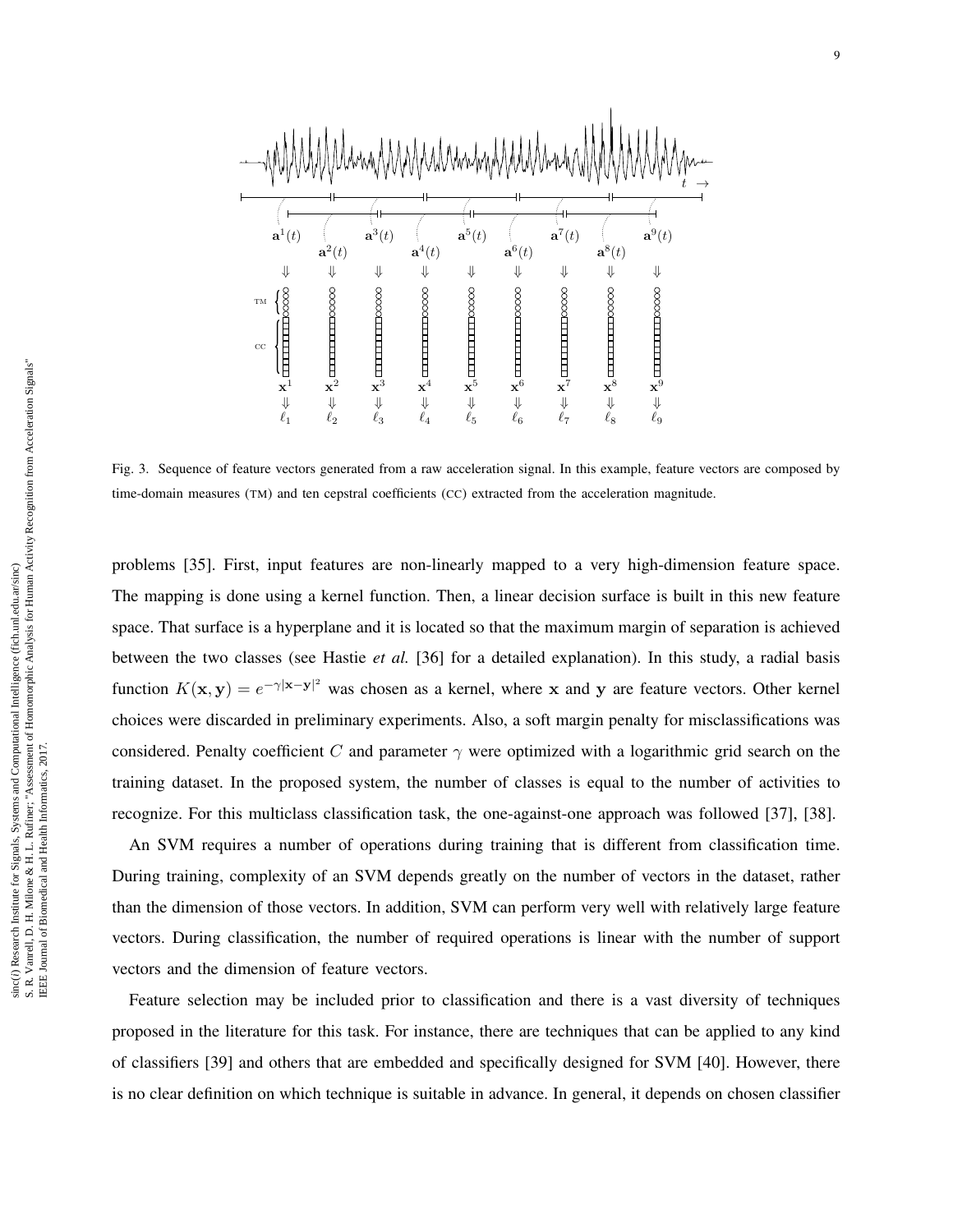Fig. 3. Sequence of feature vectors generated from a raw acceleration signal. In this example, feature vectors are composed by time-domain measures (TM) and ten cepstral coefficients (CC) extracted from the acceleration magnitude.

problems [35]. First, input features are non-linearly mapped to a very high-dimension feature space. The mapping is done using a kernel function. Then, a linear decision surface is built in this new feature space. That surface is a hyperplane and it is located so that the maximum margin of separation is achieved between the two classes (see Hastie *et al.* [36] for a detailed explanation). In this study, a radial basis function $K(\mathbf{x}, \mathbf{y}) = e^{-\gamma|\mathbf{x}-\mathbf{y}|^2}$ was chosen as a kernel, where $\mathbf{x}$ and $\mathbf{y}$ are feature vectors. Other kernel choices were discarded in preliminary experiments. Also, a soft margin penalty for misclassifications was considered. Penalty coefficient $C$ and parameter $\gamma$ were optimized with a logarithmic grid search on the training dataset. In the proposed system, the number of classes is equal to the number of activities to recognize. For this multiclass classification task, the one-against-one approach was followed [37], [38].

An SVM requires a number of operations during training that is different from classification time. During training, complexity of an SVM depends greatly on the number of vectors in the dataset, rather than the dimension of those vectors. In addition, SVM can perform very well with relatively large feature vectors. During classification, the number of required operations is linear with the number of support vectors and the dimension of feature vectors.

Feature selection may be included prior to classification and there is a vast diversity of techniques proposed in the literature for this task. For instance, there are techniques that can be applied to any kind of classifiers [39] and others that are embedded and specifically designed for SVM [40]. However, there is no clear definition on which technique is suitable in advance. In general, it depends on chosen classifier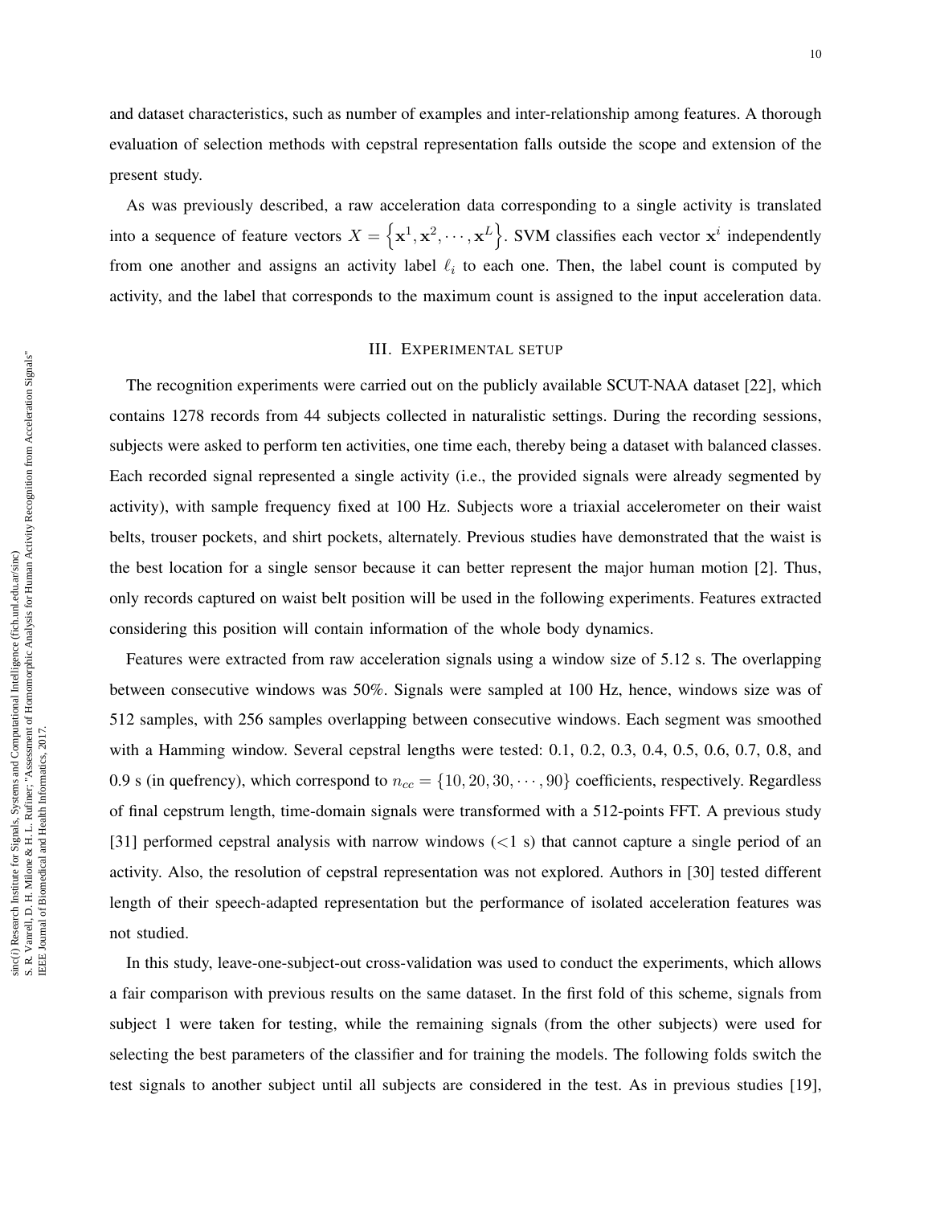and dataset characteristics, such as number of examples and inter-relationship among features. A thorough evaluation of selection methods with cepstral representation falls outside the scope and extension of the present study.

As was previously described, a raw acceleration data corresponding to a single activity is translated into a sequence of feature vectors $X = \left\{\mathbf{x}^1, \mathbf{x}^2, \cdots, \mathbf{x}^L\right\}$. SVM classifies each vector $\mathbf{x}^i$ independently from one another and assigns an activity label $\ell_i$ to each one. Then, the label count is computed by activity, and the label that corresponds to the maximum count is assigned to the input acceleration data.

## III. Experimental setup

The recognition experiments were carried out on the publicly available SCUT-NAA dataset [22], which contains 1278 records from 44 subjects collected in naturalistic settings. During the recording sessions, subjects were asked to perform ten activities, one time each, thereby being a dataset with balanced classes. Each recorded signal represented a single activity (i.e., the provided signals were already segmented by activity), with sample frequency fixed at 100 Hz. Subjects wore a triaxial accelerometer on their waist belts, trouser pockets, and shirt pockets, alternately. Previous studies have demonstrated that the waist is the best location for a single sensor because it can better represent the major human motion [2]. Thus, only records captured on waist belt position will be used in the following experiments. Features extracted considering this position will contain information of the whole body dynamics.

Features were extracted from raw acceleration signals using a window size of 5.12 s. The overlapping between consecutive windows was 50%. Signals were sampled at 100 Hz, hence, windows size was of 512 samples, with 256 samples overlapping between consecutive windows. Each segment was smoothed with a Hamming window. Several cepstral lengths were tested: 0.1, 0.2, 0.3, 0.4, 0.5, 0.6, 0.7, 0.8, and 0.9 s (in quefrency), which correspond to $n_{cc} = \{10, 20, 30, \cdots, 90\}$ coefficients, respectively. Regardless of final cepstrum length, time-domain signals were transformed with a 512-points FFT. A previous study [31] performed cepstral analysis with narrow windows (<1 s) that cannot capture a single period of an activity. Also, the resolution of cepstral representation was not explored. Authors in [30] tested different length of their speech-adapted representation but the performance of isolated acceleration features was not studied.

In this study, leave-one-subject-out cross-validation was used to conduct the experiments, which allows a fair comparison with previous results on the same dataset. In the first fold of this scheme, signals from subject 1 were taken for testing, while the remaining signals (from the other subjects) were used for selecting the best parameters of the classifier and for training the models. The following folds switch the test signals to another subject until all subjects are considered in the test. As in previous studies [19],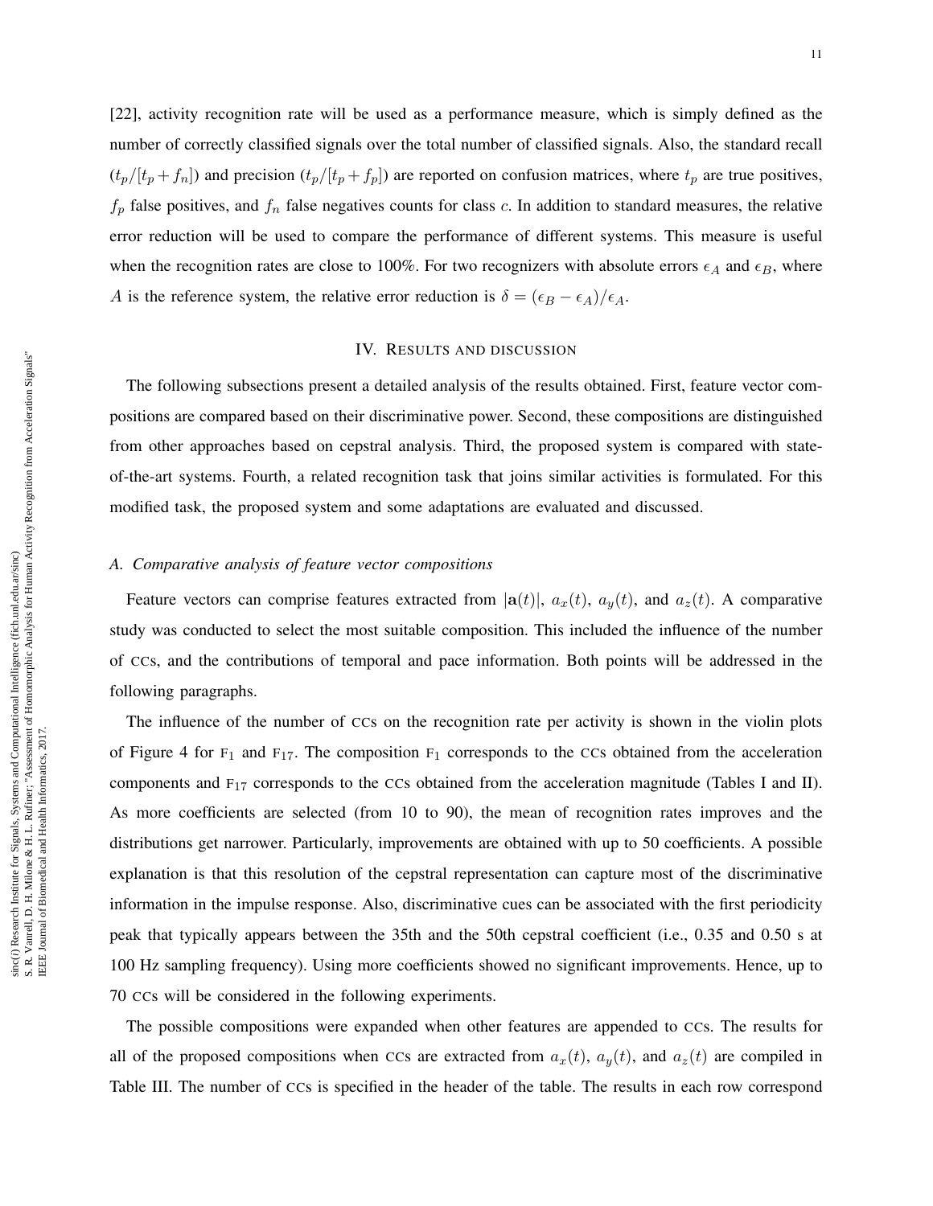[22], activity recognition rate will be used as a performance measure, which is simply defined as the number of correctly classified signals over the total number of classified signals. Also, the standard recall ($t_p/[t_p + f_n]$) and precision ($t_p/[t_p + f_p]$) are reported on confusion matrices, where $t_p$ are true positives, $f_p$ false positives, and $f_n$ false negatives counts for class $c$. In addition to standard measures, the relative error reduction will be used to compare the performance of different systems. This measure is useful when the recognition rates are close to 100%. For two recognizers with absolute errors $\epsilon_A$ and $\epsilon_B$, where $A$ is the reference system, the relative error reduction is $\delta = (\epsilon_B - \epsilon_A)/\epsilon_A$.

## IV. Results and discussion

The following subsections present a detailed analysis of the results obtained. First, feature vector compositions are compared based on their discriminative power. Second, these compositions are distinguished from other approaches based on cepstral analysis. Third, the proposed system is compared with state-of-the-art systems. Fourth, a related recognition task that joins similar activities is formulated. For this modified task, the proposed system and some adaptations are evaluated and discussed.

### *A. Comparative analysis of feature vector compositions*

Feature vectors can comprise features extracted from $|\mathbf{a}(t)|$, $a_x(t)$, $a_y(t)$, and $a_z(t)$. A comparative study was conducted to select the most suitable composition. This included the influence of the number of CCs, and the contributions of temporal and pace information. Both points will be addressed in the following paragraphs.

The influence of the number of CCs on the recognition rate per activity is shown in the violin plots of Figure 4 for $F_1$ and $F_{17}$. The composition $F_1$ corresponds to the CCs obtained from the acceleration components and $F_{17}$ corresponds to the CCs obtained from the acceleration magnitude (Tables I and II). As more coefficients are selected (from 10 to 90), the mean of recognition rates improves and the distributions get narrower. Particularly, improvements are obtained with up to 50 coefficients. A possible explanation is that this resolution of the cepstral representation can capture most of the discriminative information in the impulse response. Also, discriminative cues can be associated with the first periodicity peak that typically appears between the 35th and the 50th cepstral coefficient (i.e., 0.35 and 0.50 s at 100 Hz sampling frequency). Using more coefficients showed no significant improvements. Hence, up to 70 CCs will be considered in the following experiments.

The possible compositions were expanded when other features are appended to CCs. The results for all of the proposed compositions when CCs are extracted from $a_x(t)$, $a_y(t)$, and $a_z(t)$ are compiled in Table III. The number of CCs is specified in the header of the table. The results in each row correspond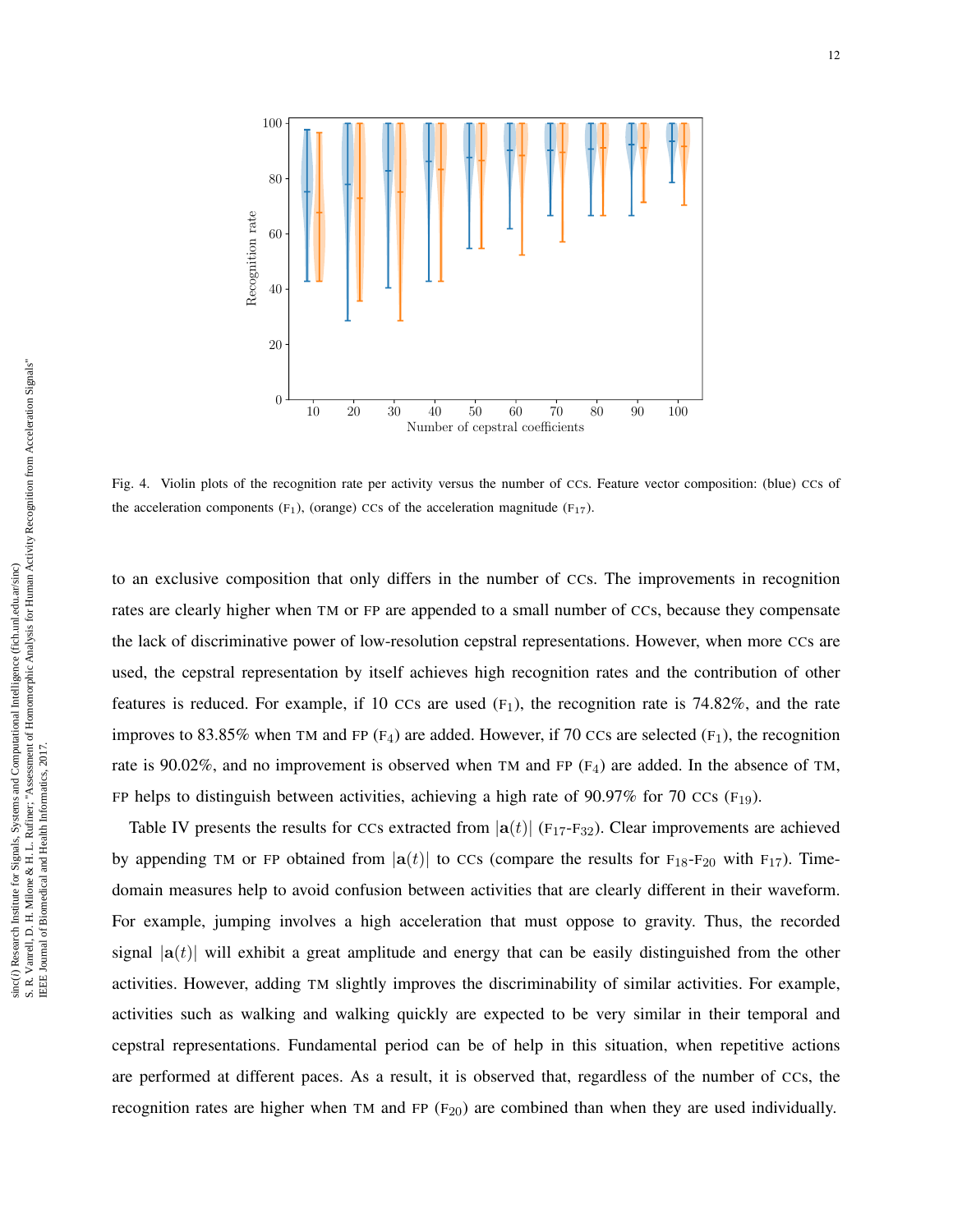Fig. 4. Violin plots of the recognition rate per activity versus the number of CCs. Feature vector composition: (blue) CCs of the acceleration components ($F_1$), (orange) CCs of the acceleration magnitude ($F_{17}$).

to an exclusive composition that only differs in the number of CCs. The improvements in recognition rates are clearly higher when TM or FP are appended to a small number of CCs, because they compensate the lack of discriminative power of low-resolution cepstral representations. However, when more CCs are used, the cepstral representation by itself achieves high recognition rates and the contribution of other features is reduced. For example, if 10 CCs are used ($F_1$), the recognition rate is 74.82%, and the rate improves to 83.85% when TM and FP ($F_4$) are added. However, if 70 CCs are selected ($F_1$), the recognition rate is 90.02%, and no improvement is observed when TM and FP ($F_4$) are added. In the absence of TM, FP helps to distinguish between activities, achieving a high rate of 90.97% for 70 CCs ($F_{19}$).

Table IV presents the results for CCs extracted from $|\mathbf{a}(t)|$ ($F_{17}$-$F_{32}$). Clear improvements are achieved by appending TM or FP obtained from $|\mathbf{a}(t)|$ to CCs (compare the results for $F_{18}$-$F_{20}$ with $F_{17}$). Time-domain measures help to avoid confusion between activities that are clearly different in their waveform. For example, jumping involves a high acceleration that must oppose to gravity. Thus, the recorded signal $|\mathbf{a}(t)|$ will exhibit a great amplitude and energy that can be easily distinguished from the other activities. However, adding TM slightly improves the discriminability of similar activities. For example, activities such as walking and walking quickly are expected to be very similar in their temporal and cepstral representations. Fundamental period can be of help in this situation, when repetitive actions are performed at different paces. As a result, it is observed that, regardless of the number of CCs, the recognition rates are higher when TM and FP ($F_{20}$) are combined than when they are used individually.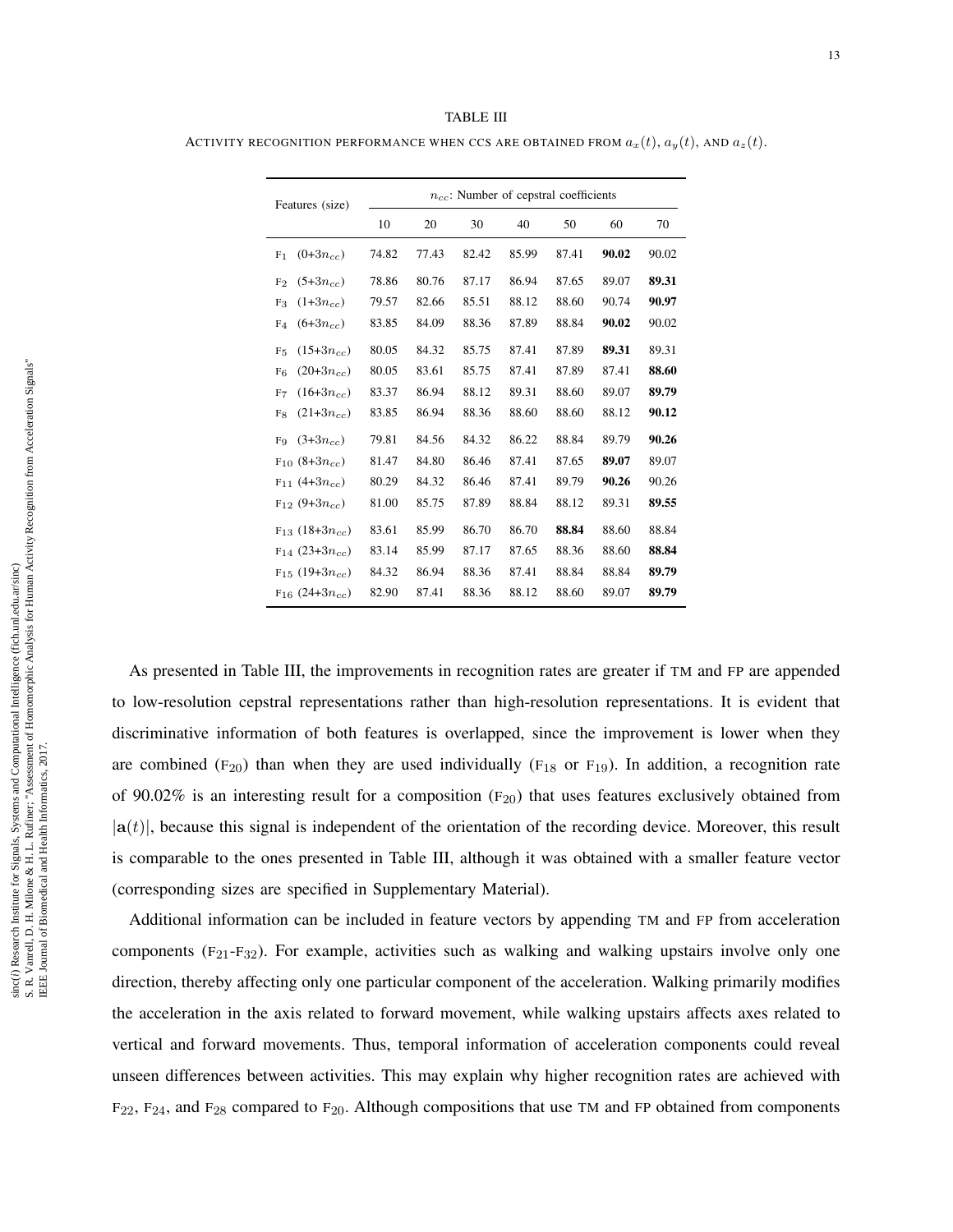TABLE III

ACTIVITY RECOGNITION PERFORMANCE WHEN CCS ARE OBTAINED FROM $a_x(t)$, $a_y(t)$, AND $a_z(t)$.

| Features (size) | $n_{cc}$: Number of cepstral coefficients | | | | | | |
|---|---|---|---|---|---|---|---|
| | 10 | 20 | 30 | 40 | 50 | 60 | 70 |
| $F_1$ $(0+3n_{cc})$ | 74.82 | 77.43 | 82.42 | 85.99 | 87.41 | **90.02** | 90.02 |
| $F_2$ $(5+3n_{cc})$ | 78.86 | 80.76 | 87.17 | 86.94 | 87.65 | 89.07 | **89.31** |
| $F_3$ $(1+3n_{cc})$ | 79.57 | 82.66 | 85.51 | 88.12 | 88.60 | 90.74 | **90.97** |
| $F_4$ $(6+3n_{cc})$ | 83.85 | 84.09 | 88.36 | 87.89 | 88.84 | **90.02** | 90.02 |
| $F_5$ $(15+3n_{cc})$ | 80.05 | 84.32 | 85.75 | 87.41 | 87.89 | **89.31** | 89.31 |
| $F_6$ $(20+3n_{cc})$ | 80.05 | 83.61 | 85.75 | 87.41 | 87.89 | 87.41 | **88.60** |
| $F_7$ $(16+3n_{cc})$ | 83.37 | 86.94 | 88.12 | 89.31 | 88.60 | 89.07 | **89.79** |
| $F_8$ $(21+3n_{cc})$ | 83.85 | 86.94 | 88.36 | 88.60 | 88.60 | 88.12 | **90.12** |
| $F_9$ $(3+3n_{cc})$ | 79.81 | 84.56 | 84.32 | 86.22 | 88.84 | 89.79 | **90.26** |
| $F_{10}$ $(8+3n_{cc})$ | 81.47 | 84.80 | 86.46 | 87.41 | 87.65 | **89.07** | 89.07 |
| $F_{11}$ $(4+3n_{cc})$ | 80.29 | 84.32 | 86.46 | 87.41 | 89.79 | **90.26** | 90.26 |
| $F_{12}$ $(9+3n_{cc})$ | 81.00 | 85.75 | 87.89 | 88.84 | 88.12 | 89.31 | **89.55** |
| $F_{13}$ $(18+3n_{cc})$ | 83.61 | 85.99 | 86.70 | 86.70 | **88.84** | 88.60 | 88.84 |
| $F_{14}$ $(23+3n_{cc})$ | 83.14 | 85.99 | 87.17 | 87.65 | 88.36 | 88.60 | **88.84** |
| $F_{15}$ $(19+3n_{cc})$ | 84.32 | 86.94 | 88.36 | 87.41 | 88.84 | 88.84 | **89.79** |
| $F_{16}$ $(24+3n_{cc})$ | 82.90 | 87.41 | 88.36 | 88.12 | 88.60 | 89.07 | **89.79** |

As presented in Table III, the improvements in recognition rates are greater if TM and FP are appended to low-resolution cepstral representations rather than high-resolution representations. It is evident that discriminative information of both features is overlapped, since the improvement is lower when they are combined ($F_{20}$) than when they are used individually ($F_{18}$ or $F_{19}$). In addition, a recognition rate of 90.02% is an interesting result for a composition ($F_{20}$) that uses features exclusively obtained from $|\mathbf{a}(t)|$, because this signal is independent of the orientation of the recording device. Moreover, this result is comparable to the ones presented in Table III, although it was obtained with a smaller feature vector (corresponding sizes are specified in Supplementary Material).

Additional information can be included in feature vectors by appending TM and FP from acceleration components ($F_{21}$-$F_{32}$). For example, activities such as walking and walking upstairs involve only one direction, thereby affecting only one particular component of the acceleration. Walking primarily modifies the acceleration in the axis related to forward movement, while walking upstairs affects axes related to vertical and forward movements. Thus, temporal information of acceleration components could reveal unseen differences between activities. This may explain why higher recognition rates are achieved with $F_{22}$, $F_{24}$, and $F_{28}$ compared to $F_{20}$. Although compositions that use TM and FP obtained from components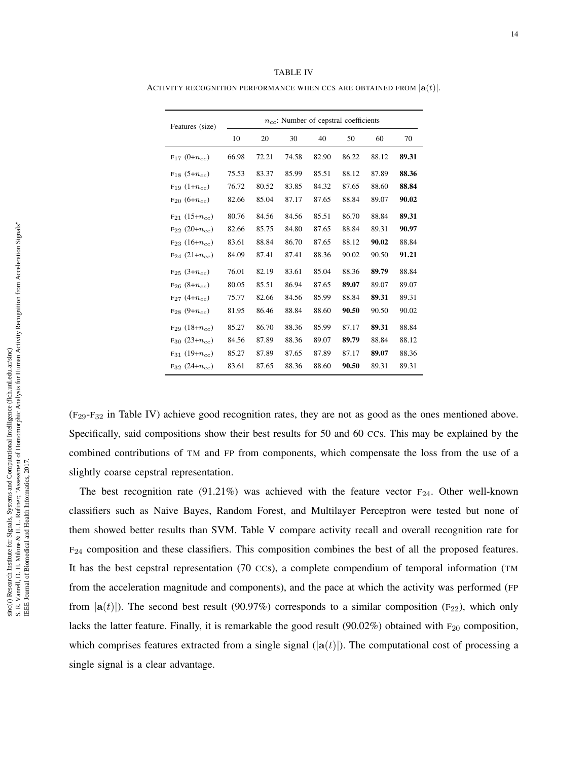TABLE IV

ACTIVITY RECOGNITION PERFORMANCE WHEN CCS ARE OBTAINED FROM $|\mathbf{a}(t)|$.

| Features (size) | $n_{cc}$: Number of cepstral coefficients | | | | | | |
|---|---|---|---|---|---|---|---|
| | 10 | 20 | 30 | 40 | 50 | 60 | 70 |
| $F_{17}$ (0+$n_{cc}$) | 66.98 | 72.21 | 74.58 | 82.90 | 86.22 | 88.12 | **89.31** |
| $F_{18}$ (5+$n_{cc}$) | 75.53 | 83.37 | 85.99 | 85.51 | 88.12 | 87.89 | **88.36** |
| $F_{19}$ (1+$n_{cc}$) | 76.72 | 80.52 | 83.85 | 84.32 | 87.65 | 88.60 | **88.84** |
| $F_{20}$ (6+$n_{cc}$) | 82.66 | 85.04 | 87.17 | 87.65 | 88.84 | 89.07 | **90.02** |
| $F_{21}$ (15+$n_{cc}$) | 80.76 | 84.56 | 84.56 | 85.51 | 86.70 | 88.84 | **89.31** |
| $F_{22}$ (20+$n_{cc}$) | 82.66 | 85.75 | 84.80 | 87.65 | 88.84 | 89.31 | **90.97** |
| $F_{23}$ (16+$n_{cc}$) | 83.61 | 88.84 | 86.70 | 87.65 | 88.12 | **90.02** | 88.84 |
| $F_{24}$ (21+$n_{cc}$) | 84.09 | 87.41 | 87.41 | 88.36 | 90.02 | 90.50 | **91.21** |
| $F_{25}$ (3+$n_{cc}$) | 76.01 | 82.19 | 83.61 | 85.04 | 88.36 | **89.79** | 88.84 |
| $F_{26}$ (8+$n_{cc}$) | 80.05 | 85.51 | 86.94 | 87.65 | **89.07** | 89.07 | 89.07 |
| $F_{27}$ (4+$n_{cc}$) | 75.77 | 82.66 | 84.56 | 85.99 | 88.84 | **89.31** | 89.31 |
| $F_{28}$ (9+$n_{cc}$) | 81.95 | 86.46 | 88.84 | 88.60 | **90.50** | 90.50 | 90.02 |
| $F_{29}$ (18+$n_{cc}$) | 85.27 | 86.70 | 88.36 | 85.99 | 87.17 | **89.31** | 88.84 |
| $F_{30}$ (23+$n_{cc}$) | 84.56 | 87.89 | 88.36 | 89.07 | **89.79** | 88.84 | 88.12 |
| $F_{31}$ (19+$n_{cc}$) | 85.27 | 87.89 | 87.65 | 87.89 | 87.17 | **89.07** | 88.36 |
| $F_{32}$ (24+$n_{cc}$) | 83.61 | 87.65 | 88.36 | 88.60 | **90.50** | 89.31 | 89.31 |

($F_{29}$-$F_{32}$ in Table IV) achieve good recognition rates, they are not as good as the ones mentioned above. Specifically, said compositions show their best results for 50 and 60 CCs. This may be explained by the combined contributions of TM and FP from components, which compensate the loss from the use of a slightly coarse cepstral representation.

The best recognition rate (91.21%) was achieved with the feature vector $F_{24}$. Other well-known classifiers such as Naive Bayes, Random Forest, and Multilayer Perceptron were tested but none of them showed better results than SVM. Table V compare activity recall and overall recognition rate for $F_{24}$ composition and these classifiers. This composition combines the best of all the proposed features. It has the best cepstral representation (70 CCs), a complete compendium of temporal information (TM from the acceleration magnitude and components), and the pace at which the activity was performed (FP from $|\mathbf{a}(t)|$). The second best result (90.97%) corresponds to a similar composition ($F_{22}$), which only lacks the latter feature. Finally, it is remarkable the good result (90.02%) obtained with $F_{20}$ composition, which comprises features extracted from a single signal ($|\mathbf{a}(t)|$). The computational cost of processing a single signal is a clear advantage.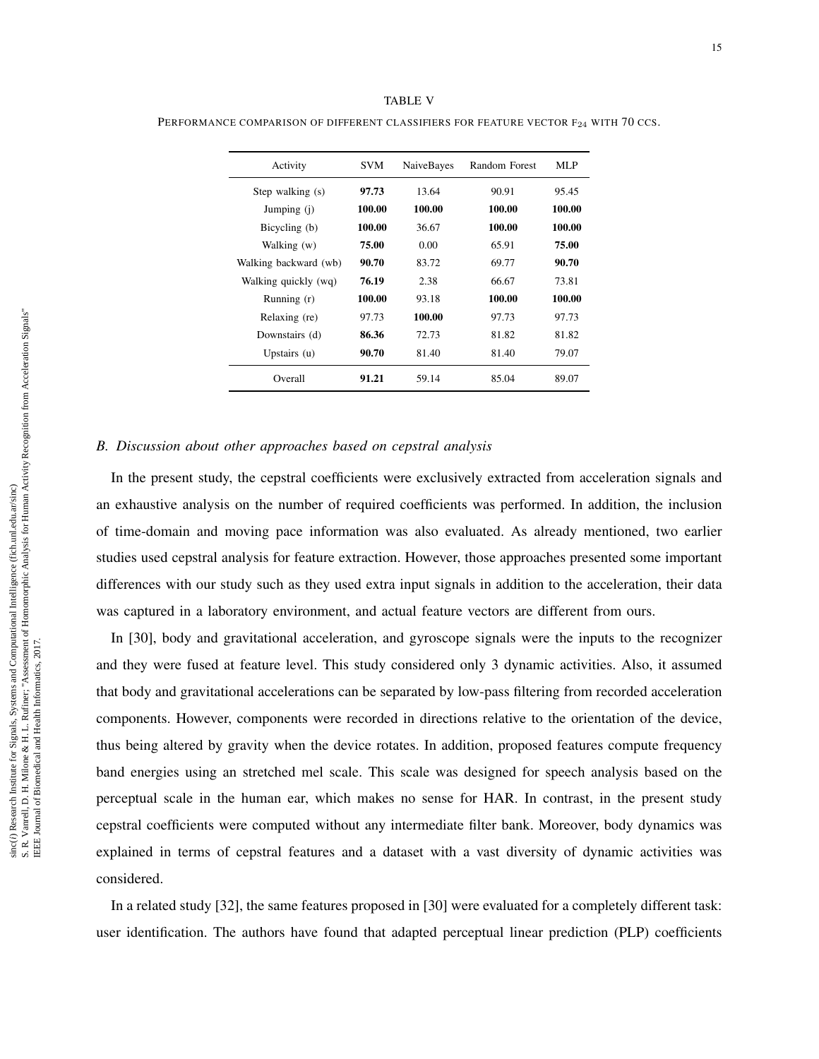TABLE V

PERFORMANCE COMPARISON OF DIFFERENT CLASSIFIERS FOR FEATURE VECTOR $F_{24}$ WITH 70 CCS.

| Activity | SVM | NaiveBayes | Random Forest | MLP |
|---|---|---|---|---|
| Step walking (s) | **97.73** | 13.64 | 90.91 | 95.45 |
| Jumping (j) | **100.00** | **100.00** | **100.00** | **100.00** |
| Bicycling (b) | **100.00** | 36.67 | **100.00** | **100.00** |
| Walking (w) | **75.00** | 0.00 | 65.91 | **75.00** |
| Walking backward (wb) | **90.70** | 83.72 | 69.77 | **90.70** |
| Walking quickly (wq) | **76.19** | 2.38 | 66.67 | 73.81 |
| Running (r) | **100.00** | 93.18 | **100.00** | **100.00** |
| Relaxing (re) | 97.73 | **100.00** | 97.73 | 97.73 |
| Downstairs (d) | **86.36** | 72.73 | 81.82 | 81.82 |
| Upstairs (u) | **90.70** | 81.40 | 81.40 | 79.07 |
| Overall | **91.21** | 59.14 | 85.04 | 89.07 |

### *B. Discussion about other approaches based on cepstral analysis*

In the present study, the cepstral coefficients were exclusively extracted from acceleration signals and an exhaustive analysis on the number of required coefficients was performed. In addition, the inclusion of time-domain and moving pace information was also evaluated. As already mentioned, two earlier studies used cepstral analysis for feature extraction. However, those approaches presented some important differences with our study such as they used extra input signals in addition to the acceleration, their data was captured in a laboratory environment, and actual feature vectors are different from ours.

In [30], body and gravitational acceleration, and gyroscope signals were the inputs to the recognizer and they were fused at feature level. This study considered only 3 dynamic activities. Also, it assumed that body and gravitational accelerations can be separated by low-pass filtering from recorded acceleration components. However, components were recorded in directions relative to the orientation of the device, thus being altered by gravity when the device rotates. In addition, proposed features compute frequency band energies using an stretched mel scale. This scale was designed for speech analysis based on the perceptual scale in the human ear, which makes no sense for HAR. In contrast, in the present study cepstral coefficients were computed without any intermediate filter bank. Moreover, body dynamics was explained in terms of cepstral features and a dataset with a vast diversity of dynamic activities was considered.

In a related study [32], the same features proposed in [30] were evaluated for a completely different task: user identification. The authors have found that adapted perceptual linear prediction (PLP) coefficients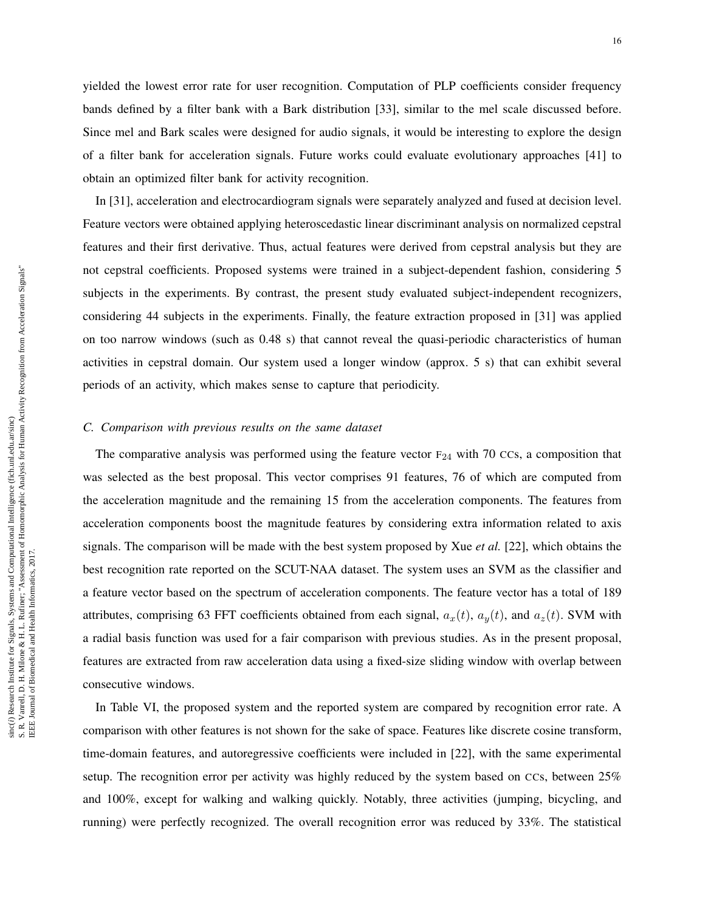yielded the lowest error rate for user recognition. Computation of PLP coefficients consider frequency bands defined by a filter bank with a Bark distribution [33], similar to the mel scale discussed before. Since mel and Bark scales were designed for audio signals, it would be interesting to explore the design of a filter bank for acceleration signals. Future works could evaluate evolutionary approaches [41] to obtain an optimized filter bank for activity recognition.

In [31], acceleration and electrocardiogram signals were separately analyzed and fused at decision level. Feature vectors were obtained applying heteroscedastic linear discriminant analysis on normalized cepstral features and their first derivative. Thus, actual features were derived from cepstral analysis but they are not cepstral coefficients. Proposed systems were trained in a subject-dependent fashion, considering 5 subjects in the experiments. By contrast, the present study evaluated subject-independent recognizers, considering 44 subjects in the experiments. Finally, the feature extraction proposed in [31] was applied on too narrow windows (such as 0.48 s) that cannot reveal the quasi-periodic characteristics of human activities in cepstral domain. Our system used a longer window (approx. 5 s) that can exhibit several periods of an activity, which makes sense to capture that periodicity.

### *C. Comparison with previous results on the same dataset*

The comparative analysis was performed using the feature vector $\mathrm{F}_{24}$ with 70 CCs, a composition that was selected as the best proposal. This vector comprises 91 features, 76 of which are computed from the acceleration magnitude and the remaining 15 from the acceleration components. The features from acceleration components boost the magnitude features by considering extra information related to axis signals. The comparison will be made with the best system proposed by Xue *et al.* [22], which obtains the best recognition rate reported on the SCUT-NAA dataset. The system uses an SVM as the classifier and a feature vector based on the spectrum of acceleration components. The feature vector has a total of 189 attributes, comprising 63 FFT coefficients obtained from each signal, $a_x(t)$, $a_y(t)$, and $a_z(t)$. SVM with a radial basis function was used for a fair comparison with previous studies. As in the present proposal, features are extracted from raw acceleration data using a fixed-size sliding window with overlap between consecutive windows.

In Table VI, the proposed system and the reported system are compared by recognition error rate. A comparison with other features is not shown for the sake of space. Features like discrete cosine transform, time-domain features, and autoregressive coefficients were included in [22], with the same experimental setup. The recognition error per activity was highly reduced by the system based on CCs, between 25% and 100%, except for walking and walking quickly. Notably, three activities (jumping, bicycling, and running) were perfectly recognized. The overall recognition error was reduced by 33%. The statistical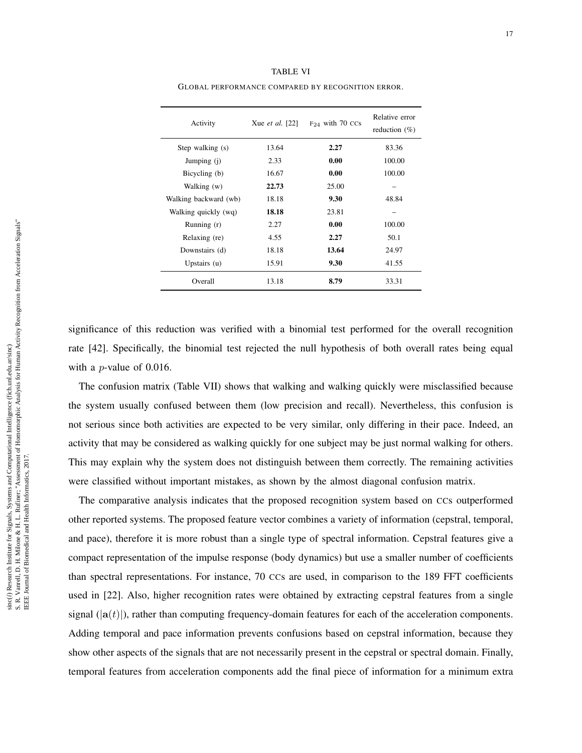TABLE VI

GLOBAL PERFORMANCE COMPARED BY RECOGNITION ERROR.

| Activity | Xue *et al.* [22] | $F_{24}$ with 70 CCs | Relative error reduction (%) |
|---|---|---|---|
| Step walking (s) | 13.64 | **2.27** | 83.36 |
| Jumping (j) | 2.33 | **0.00** | 100.00 |
| Bicycling (b) | 16.67 | **0.00** | 100.00 |
| Walking (w) | **22.73** | 25.00 | – |
| Walking backward (wb) | 18.18 | **9.30** | 48.84 |
| Walking quickly (wq) | **18.18** | 23.81 | – |
| Running (r) | 2.27 | **0.00** | 100.00 |
| Relaxing (re) | 4.55 | **2.27** | 50.1 |
| Downstairs (d) | 18.18 | **13.64** | 24.97 |
| Upstairs (u) | 15.91 | **9.30** | 41.55 |
| Overall | 13.18 | **8.79** | 33.31 |

significance of this reduction was verified with a binomial test performed for the overall recognition rate [42]. Specifically, the binomial test rejected the null hypothesis of both overall rates being equal with a $p$-value of 0.016.

The confusion matrix (Table VII) shows that walking and walking quickly were misclassified because the system usually confused between them (low precision and recall). Nevertheless, this confusion is not serious since both activities are expected to be very similar, only differing in their pace. Indeed, an activity that may be considered as walking quickly for one subject may be just normal walking for others. This may explain why the system does not distinguish between them correctly. The remaining activities were classified without important mistakes, as shown by the almost diagonal confusion matrix.

The comparative analysis indicates that the proposed recognition system based on CCs outperformed other reported systems. The proposed feature vector combines a variety of information (cepstral, temporal, and pace), therefore it is more robust than a single type of spectral information. Cepstral features give a compact representation of the impulse response (body dynamics) but use a smaller number of coefficients than spectral representations. For instance, 70 CCs are used, in comparison to the 189 FFT coefficients used in [22]. Also, higher recognition rates were obtained by extracting cepstral features from a single signal ($|\mathbf{a}(t)|$), rather than computing frequency-domain features for each of the acceleration components. Adding temporal and pace information prevents confusions based on cepstral information, because they show other aspects of the signals that are not necessarily present in the cepstral or spectral domain. Finally, temporal features from acceleration components add the final piece of information for a minimum extra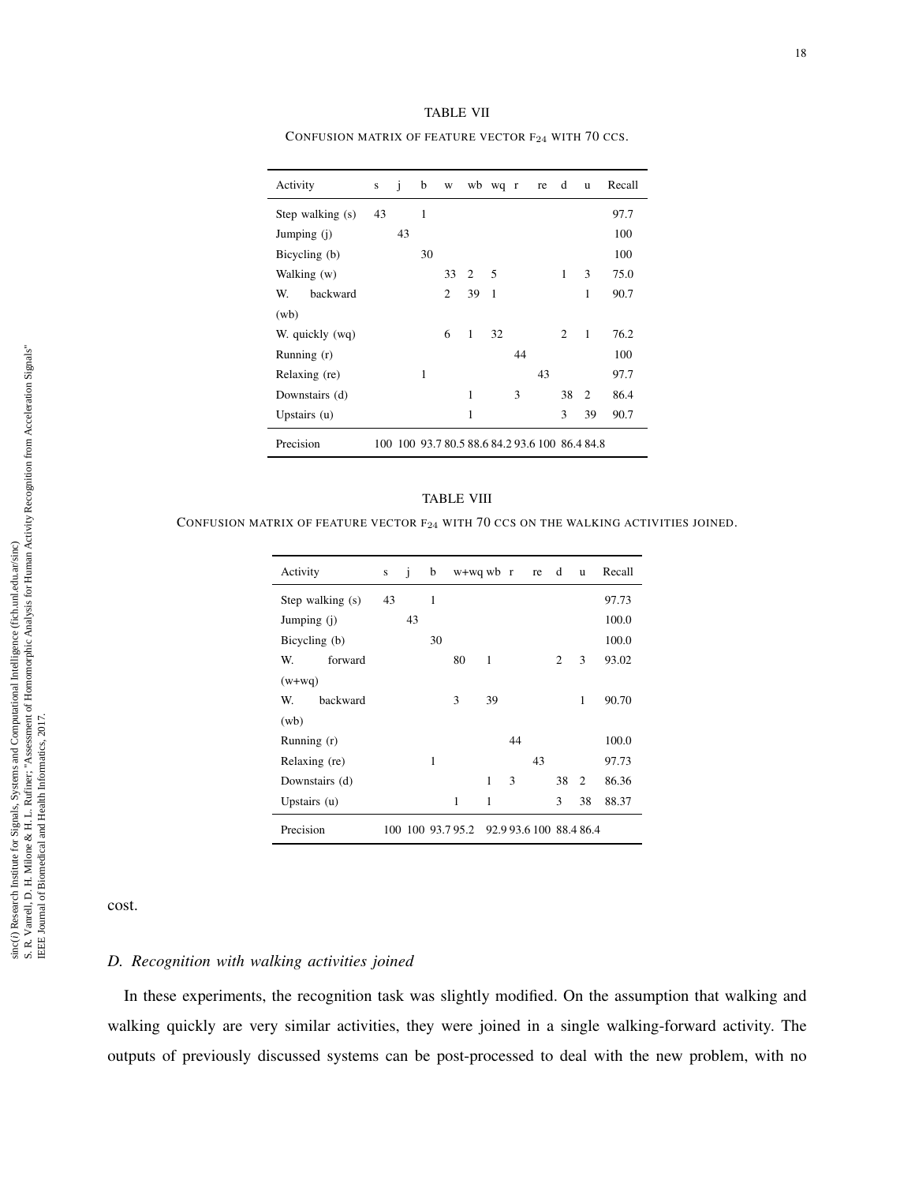TABLE VII

CONFUSION MATRIX OF FEATURE VECTOR $F_{24}$ WITH 70 CCS.

| Activity | s | j | b | w | wb | wq | r | re | d | u | Recall |
|---|---|---|---|---|---|---|---|---|---|---|---|
| Step walking (s) | 43 | | 1 | | | | | | | | 97.7 |
| Jumping (j) | | 43 | | | | | | | | | 100 |
| Bicycling (b) | | | 30 | | | | | | | | 100 |
| Walking (w) | | | | 33 | 2 | 5 | | | 1 | 3 | 75.0 |
| W. backward (wb) | | | | 2 | 39 | 1 | | | | 1 | 90.7 |
| W. quickly (wq) | | | | 6 | 1 | 32 | | | 2 | 1 | 76.2 |
| Running (r) | | | | | | | 44 | | | | 100 |
| Relaxing (re) | | | 1 | | | | | 43 | | | 97.7 |
| Downstairs (d) | | | | | 1 | | 3 | | 38 | 2 | 86.4 |
| Upstairs (u) | | | | | 1 | | | | 3 | 39 | 90.7 |
| Precision | 100 | 100 | 93.7 | 80.5 | 88.6 | 84.2 | 93.6 | 100 | 86.4 | 84.8 | |

TABLE VIII

CONFUSION MATRIX OF FEATURE VECTOR $F_{24}$ WITH 70 CCS ON THE WALKING ACTIVITIES JOINED.

| Activity | s | j | b | w+wq | wb | r | re | d | u | Recall |
|---|---|---|---|---|---|---|---|---|---|---|
| Step walking (s) | 43 | | 1 | | | | | | | 97.73 |
| Jumping (j) | | 43 | | | | | | | | 100.0 |
| Bicycling (b) | | | 30 | | | | | | | 100.0 |
| W. forward (w+wq) | | | | 80 | 1 | | | 2 | 3 | 93.02 |
| W. backward (wb) | | | | 3 | 39 | | | | 1 | 90.70 |
| Running (r) | | | | | | 44 | | | | 100.0 |
| Relaxing (re) | | | 1 | | | | 43 | | | 97.73 |
| Downstairs (d) | | | | | 1 | 3 | | 38 | 2 | 86.36 |
| Upstairs (u) | | | | 1 | 1 | | | 3 | 38 | 88.37 |
| Precision | 100 | 100 | 93.7 | 95.2 | 92.9 | 93.6 | 100 | 88.4 | 86.4 | |

cost.

### D. Recognition with walking activities joined

In these experiments, the recognition task was slightly modified. On the assumption that walking and walking quickly are very similar activities, they were joined in a single walking-forward activity. The outputs of previously discussed systems can be post-processed to deal with the new problem, with no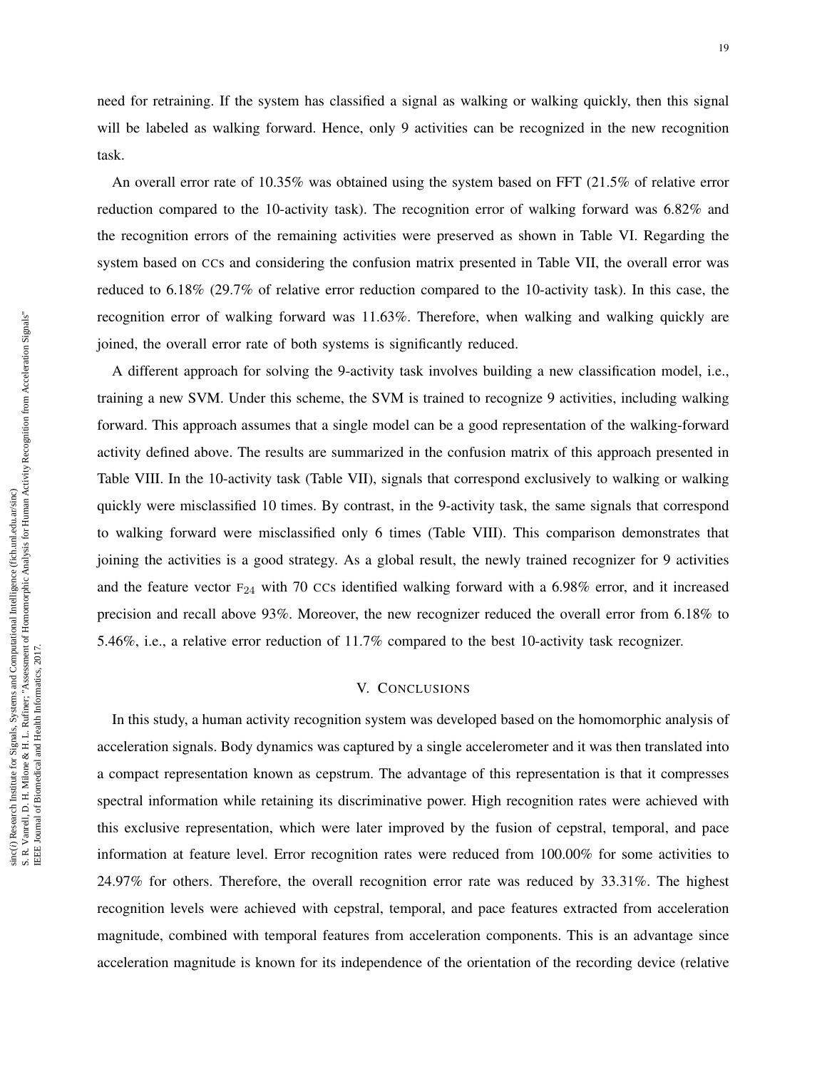need for retraining. If the system has classified a signal as walking or walking quickly, then this signal will be labeled as walking forward. Hence, only 9 activities can be recognized in the new recognition task.

An overall error rate of 10.35% was obtained using the system based on FFT (21.5% of relative error reduction compared to the 10-activity task). The recognition error of walking forward was 6.82% and the recognition errors of the remaining activities were preserved as shown in Table VI. Regarding the system based on CCs and considering the confusion matrix presented in Table VII, the overall error was reduced to 6.18% (29.7% of relative error reduction compared to the 10-activity task). In this case, the recognition error of walking forward was 11.63%. Therefore, when walking and walking quickly are joined, the overall error rate of both systems is significantly reduced.

A different approach for solving the 9-activity task involves building a new classification model, i.e., training a new SVM. Under this scheme, the SVM is trained to recognize 9 activities, including walking forward. This approach assumes that a single model can be a good representation of the walking-forward activity defined above. The results are summarized in the confusion matrix of this approach presented in Table VIII. In the 10-activity task (Table VII), signals that correspond exclusively to walking or walking quickly were misclassified 10 times. By contrast, in the 9-activity task, the same signals that correspond to walking forward were misclassified only 6 times (Table VIII). This comparison demonstrates that joining the activities is a good strategy. As a global result, the newly trained recognizer for 9 activities and the feature vector $F_{24}$ with 70 CCs identified walking forward with a 6.98% error, and it increased precision and recall above 93%. Moreover, the new recognizer reduced the overall error from 6.18% to 5.46%, i.e., a relative error reduction of 11.7% compared to the best 10-activity task recognizer.

## V. Conclusions

In this study, a human activity recognition system was developed based on the homomorphic analysis of acceleration signals. Body dynamics was captured by a single accelerometer and it was then translated into a compact representation known as cepstrum. The advantage of this representation is that it compresses spectral information while retaining its discriminative power. High recognition rates were achieved with this exclusive representation, which were later improved by the fusion of cepstral, temporal, and pace information at feature level. Error recognition rates were reduced from 100.00% for some activities to 24.97% for others. Therefore, the overall recognition error rate was reduced by 33.31%. The highest recognition levels were achieved with cepstral, temporal, and pace features extracted from acceleration magnitude, combined with temporal features from acceleration components. This is an advantage since acceleration magnitude is known for its independence of the orientation of the recording device (relative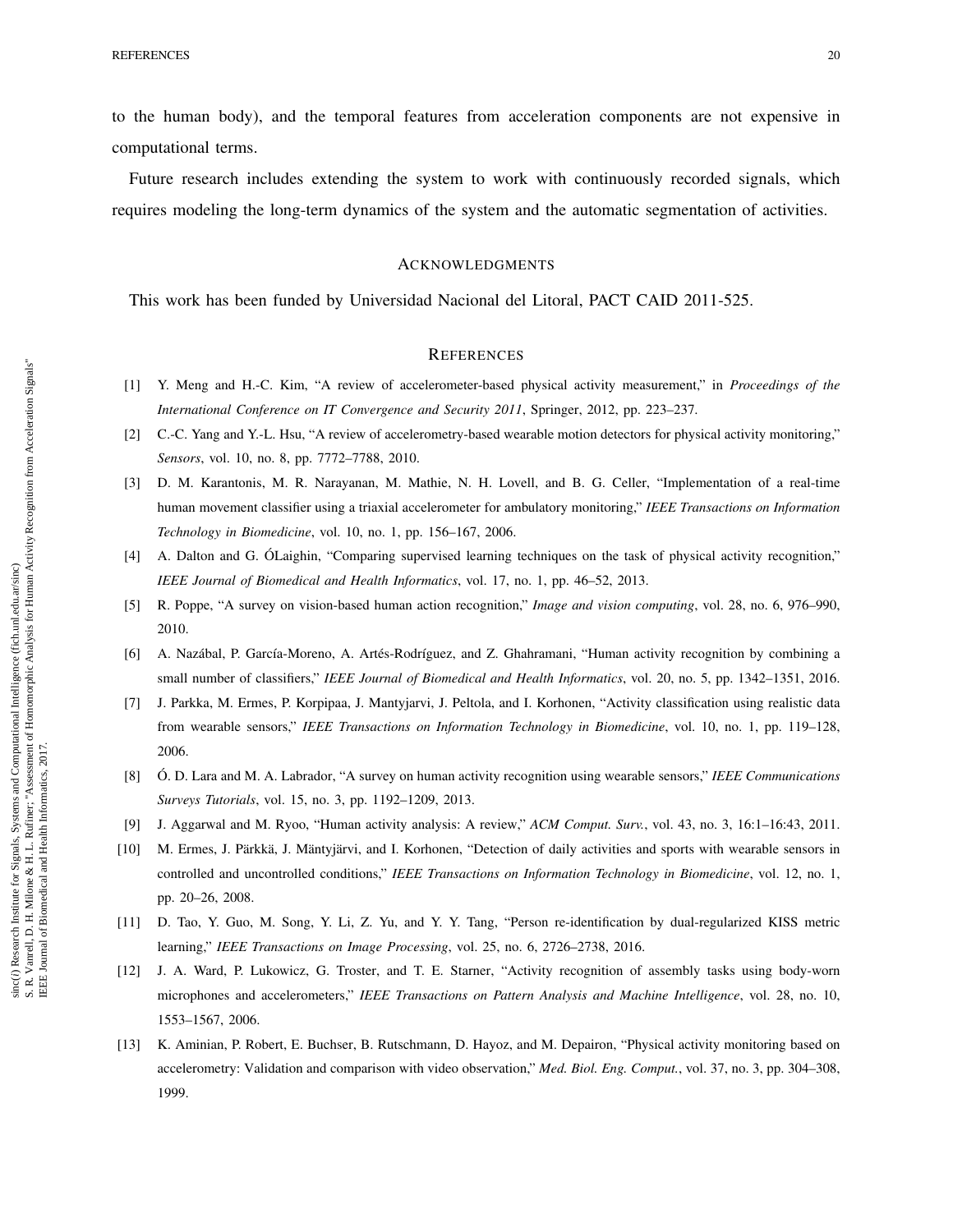to the human body), and the temporal features from acceleration components are not expensive in computational terms.

Future research includes extending the system to work with continuously recorded signals, which requires modeling the long-term dynamics of the system and the automatic segmentation of activities.

## Acknowledgments

This work has been funded by Universidad Nacional del Litoral, PACT CAID 2011-525.

## References

[1] Y. Meng and H.-C. Kim, "A review of accelerometer-based physical activity measurement," in *Proceedings of the International Conference on IT Convergence and Security 2011*, Springer, 2012, pp. 223–237.

[2] C.-C. Yang and Y.-L. Hsu, "A review of accelerometry-based wearable motion detectors for physical activity monitoring," *Sensors*, vol. 10, no. 8, pp. 7772–7788, 2010.

[3] D. M. Karantonis, M. R. Narayanan, M. Mathie, N. H. Lovell, and B. G. Celler, "Implementation of a real-time human movement classifier using a triaxial accelerometer for ambulatory monitoring," *IEEE Transactions on Information Technology in Biomedicine*, vol. 10, no. 1, pp. 156–167, 2006.

[4] A. Dalton and G. ÓLaighin, "Comparing supervised learning techniques on the task of physical activity recognition," *IEEE Journal of Biomedical and Health Informatics*, vol. 17, no. 1, pp. 46–52, 2013.

[5] R. Poppe, "A survey on vision-based human action recognition," *Image and vision computing*, vol. 28, no. 6, 976–990, 2010.

[6] A. Nazábal, P. García-Moreno, A. Artés-Rodríguez, and Z. Ghahramani, "Human activity recognition by combining a small number of classifiers," *IEEE Journal of Biomedical and Health Informatics*, vol. 20, no. 5, pp. 1342–1351, 2016.

[7] J. Parkka, M. Ermes, P. Korpipaa, J. Mantyjarvi, J. Peltola, and I. Korhonen, "Activity classification using realistic data from wearable sensors," *IEEE Transactions on Information Technology in Biomedicine*, vol. 10, no. 1, pp. 119–128, 2006.

[8] Ó. D. Lara and M. A. Labrador, "A survey on human activity recognition using wearable sensors," *IEEE Communications Surveys Tutorials*, vol. 15, no. 3, pp. 1192–1209, 2013.

[9] J. Aggarwal and M. Ryoo, "Human activity analysis: A review," *ACM Comput. Surv.*, vol. 43, no. 3, 16:1–16:43, 2011.

[10] M. Ermes, J. Pärkkä, J. Mäntyjärvi, and I. Korhonen, "Detection of daily activities and sports with wearable sensors in controlled and uncontrolled conditions," *IEEE Transactions on Information Technology in Biomedicine*, vol. 12, no. 1, pp. 20–26, 2008.

[11] D. Tao, Y. Guo, M. Song, Y. Li, Z. Yu, and Y. Y. Tang, "Person re-identification by dual-regularized KISS metric learning," *IEEE Transactions on Image Processing*, vol. 25, no. 6, 2726–2738, 2016.

[12] J. A. Ward, P. Lukowicz, G. Troster, and T. E. Starner, "Activity recognition of assembly tasks using body-worn microphones and accelerometers," *IEEE Transactions on Pattern Analysis and Machine Intelligence*, vol. 28, no. 10, 1553–1567, 2006.

[13] K. Aminian, P. Robert, E. Buchser, B. Rutschmann, D. Hayoz, and M. Depairon, "Physical activity monitoring based on accelerometry: Validation and comparison with video observation," *Med. Biol. Eng. Comput.*, vol. 37, no. 3, pp. 304–308, 1999.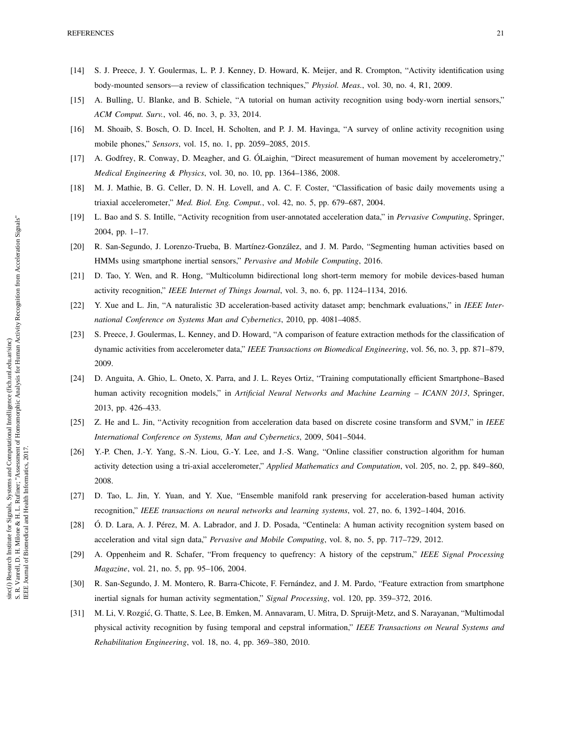[14] S. J. Preece, J. Y. Goulermas, L. P. J. Kenney, D. Howard, K. Meijer, and R. Crompton, "Activity identification using body-mounted sensors—a review of classification techniques," *Physiol. Meas.*, vol. 30, no. 4, R1, 2009.

[15] A. Bulling, U. Blanke, and B. Schiele, "A tutorial on human activity recognition using body-worn inertial sensors," *ACM Comput. Surv.*, vol. 46, no. 3, p. 33, 2014.

[16] M. Shoaib, S. Bosch, O. D. Incel, H. Scholten, and P. J. M. Havinga, "A survey of online activity recognition using mobile phones," *Sensors*, vol. 15, no. 1, pp. 2059–2085, 2015.

[17] A. Godfrey, R. Conway, D. Meagher, and G. ÓLaighin, "Direct measurement of human movement by accelerometry," *Medical Engineering & Physics*, vol. 30, no. 10, pp. 1364–1386, 2008.

[18] M. J. Mathie, B. G. Celler, D. N. H. Lovell, and A. C. F. Coster, "Classification of basic daily movements using a triaxial accelerometer," *Med. Biol. Eng. Comput.*, vol. 42, no. 5, pp. 679–687, 2004.

[19] L. Bao and S. S. Intille, "Activity recognition from user-annotated acceleration data," in *Pervasive Computing*, Springer, 2004, pp. 1–17.

[20] R. San-Segundo, J. Lorenzo-Trueba, B. Martínez-González, and J. M. Pardo, "Segmenting human activities based on HMMs using smartphone inertial sensors," *Pervasive and Mobile Computing*, 2016.

[21] D. Tao, Y. Wen, and R. Hong, "Multicolumn bidirectional long short-term memory for mobile devices-based human activity recognition," *IEEE Internet of Things Journal*, vol. 3, no. 6, pp. 1124–1134, 2016.

[22] Y. Xue and L. Jin, "A naturalistic 3D acceleration-based activity dataset amp; benchmark evaluations," in *IEEE International Conference on Systems Man and Cybernetics*, 2010, pp. 4081–4085.

[23] S. Preece, J. Goulermas, L. Kenney, and D. Howard, "A comparison of feature extraction methods for the classification of dynamic activities from accelerometer data," *IEEE Transactions on Biomedical Engineering*, vol. 56, no. 3, pp. 871–879, 2009.

[24] D. Anguita, A. Ghio, L. Oneto, X. Parra, and J. L. Reyes Ortiz, "Training computationally efficient Smartphone–Based human activity recognition models," in *Artificial Neural Networks and Machine Learning – ICANN 2013*, Springer, 2013, pp. 426–433.

[25] Z. He and L. Jin, "Activity recognition from acceleration data based on discrete cosine transform and SVM," in *IEEE International Conference on Systems, Man and Cybernetics*, 2009, 5041–5044.

[26] Y.-P. Chen, J.-Y. Yang, S.-N. Liou, G.-Y. Lee, and J.-S. Wang, "Online classifier construction algorithm for human activity detection using a tri-axial accelerometer," *Applied Mathematics and Computation*, vol. 205, no. 2, pp. 849–860, 2008.

[27] D. Tao, L. Jin, Y. Yuan, and Y. Xue, "Ensemble manifold rank preserving for acceleration-based human activity recognition," *IEEE transactions on neural networks and learning systems*, vol. 27, no. 6, 1392–1404, 2016.

[28] Ó. D. Lara, A. J. Pérez, M. A. Labrador, and J. D. Posada, "Centinela: A human activity recognition system based on acceleration and vital sign data," *Pervasive and Mobile Computing*, vol. 8, no. 5, pp. 717–729, 2012.

[29] A. Oppenheim and R. Schafer, "From frequency to quefrency: A history of the cepstrum," *IEEE Signal Processing Magazine*, vol. 21, no. 5, pp. 95–106, 2004.

[30] R. San-Segundo, J. M. Montero, R. Barra-Chicote, F. Fernández, and J. M. Pardo, "Feature extraction from smartphone inertial signals for human activity segmentation," *Signal Processing*, vol. 120, pp. 359–372, 2016.

[31] M. Li, V. Rozgić, G. Thatte, S. Lee, B. Emken, M. Annavaram, U. Mitra, D. Spruijt-Metz, and S. Narayanan, "Multimodal physical activity recognition by fusing temporal and cepstral information," *IEEE Transactions on Neural Systems and Rehabilitation Engineering*, vol. 18, no. 4, pp. 369–380, 2010.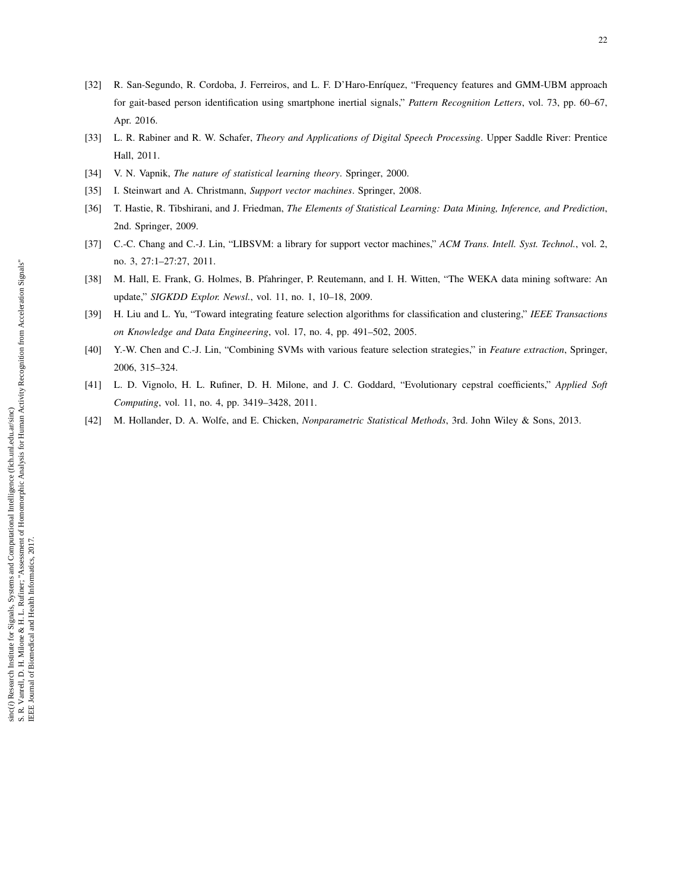[32] R. San-Segundo, R. Cordoba, J. Ferreiros, and L. F. D'Haro-Enríquez, "Frequency features and GMM-UBM approach for gait-based person identification using smartphone inertial signals," *Pattern Recognition Letters*, vol. 73, pp. 60–67, Apr. 2016.

[33] L. R. Rabiner and R. W. Schafer, *Theory and Applications of Digital Speech Processing*. Upper Saddle River: Prentice Hall, 2011.

[34] V. N. Vapnik, *The nature of statistical learning theory*. Springer, 2000.

[35] I. Steinwart and A. Christmann, *Support vector machines*. Springer, 2008.

[36] T. Hastie, R. Tibshirani, and J. Friedman, *The Elements of Statistical Learning: Data Mining, Inference, and Prediction*, 2nd. Springer, 2009.

[37] C.-C. Chang and C.-J. Lin, "LIBSVM: a library for support vector machines," *ACM Trans. Intell. Syst. Technol.*, vol. 2, no. 3, 27:1–27:27, 2011.

[38] M. Hall, E. Frank, G. Holmes, B. Pfahringer, P. Reutemann, and I. H. Witten, "The WEKA data mining software: An update," *SIGKDD Explor. Newsl.*, vol. 11, no. 1, 10–18, 2009.

[39] H. Liu and L. Yu, "Toward integrating feature selection algorithms for classification and clustering," *IEEE Transactions on Knowledge and Data Engineering*, vol. 17, no. 4, pp. 491–502, 2005.

[40] Y.-W. Chen and C.-J. Lin, "Combining SVMs with various feature selection strategies," in *Feature extraction*, Springer, 2006, 315–324.

[41] L. D. Vignolo, H. L. Rufiner, D. H. Milone, and J. C. Goddard, "Evolutionary cepstral coefficients," *Applied Soft Computing*, vol. 11, no. 4, pp. 3419–3428, 2011.

[42] M. Hollander, D. A. Wolfe, and E. Chicken, *Nonparametric Statistical Methods*, 3rd. John Wiley & Sons, 2013.